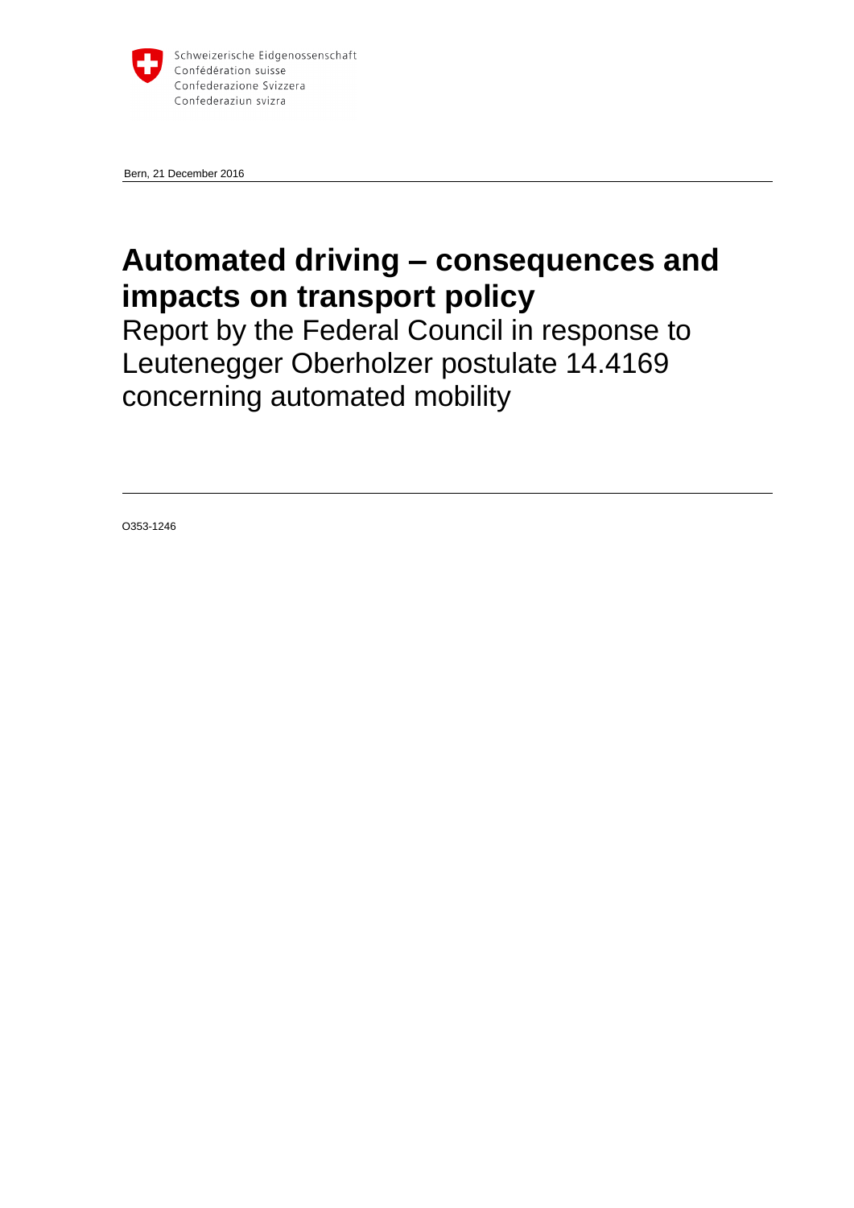Schweizerische Eidgenossenschaft
Confédération suisse
Confederazione Svizzera
Confederaziun svizra

Bern, 21 December 2016

# Automated driving – consequences and impacts on transport policy

Report by the Federal Council in response to Leutenegger Oberholzer postulate 14.4169 concerning automated mobility

O353-1246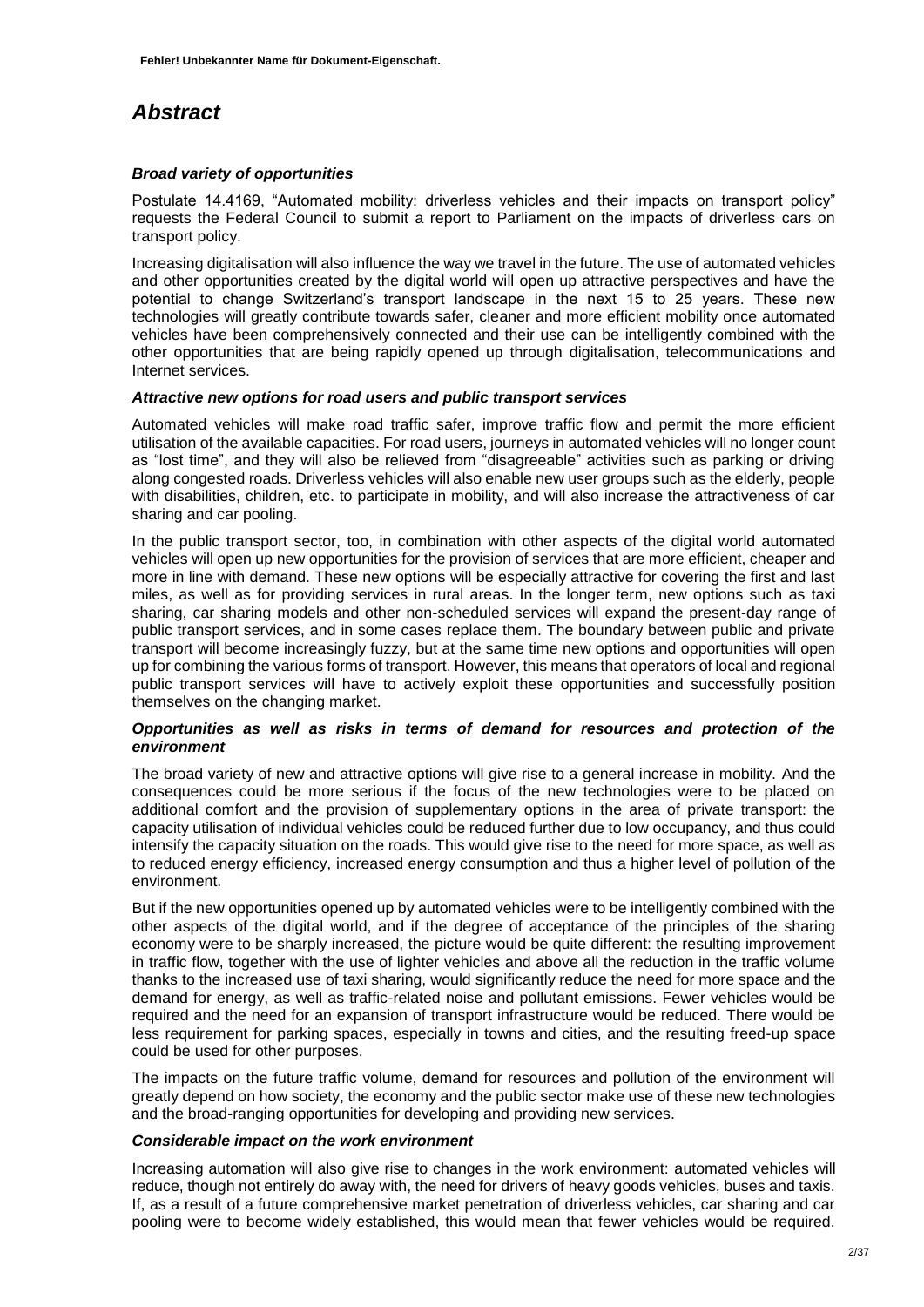# *Abstract*

***Broad variety of opportunities***

Postulate 14.4169, "Automated mobility: driverless vehicles and their impacts on transport policy" requests the Federal Council to submit a report to Parliament on the impacts of driverless cars on transport policy.

Increasing digitalisation will also influence the way we travel in the future. The use of automated vehicles and other opportunities created by the digital world will open up attractive perspectives and have the potential to change Switzerland's transport landscape in the next 15 to 25 years. These new technologies will greatly contribute towards safer, cleaner and more efficient mobility once automated vehicles have been comprehensively connected and their use can be intelligently combined with the other opportunities that are being rapidly opened up through digitalisation, telecommunications and Internet services.

***Attractive new options for road users and public transport services***

Automated vehicles will make road traffic safer, improve traffic flow and permit the more efficient utilisation of the available capacities. For road users, journeys in automated vehicles will no longer count as "lost time", and they will also be relieved from "disagreeable" activities such as parking or driving along congested roads. Driverless vehicles will also enable new user groups such as the elderly, people with disabilities, children, etc. to participate in mobility, and will also increase the attractiveness of car sharing and car pooling.

In the public transport sector, too, in combination with other aspects of the digital world automated vehicles will open up new opportunities for the provision of services that are more efficient, cheaper and more in line with demand. These new options will be especially attractive for covering the first and last miles, as well as for providing services in rural areas. In the longer term, new options such as taxi sharing, car sharing models and other non-scheduled services will expand the present-day range of public transport services, and in some cases replace them. The boundary between public and private transport will become increasingly fuzzy, but at the same time new options and opportunities will open up for combining the various forms of transport. However, this means that operators of local and regional public transport services will have to actively exploit these opportunities and successfully position themselves on the changing market.

***Opportunities as well as risks in terms of demand for resources and protection of the environment***

The broad variety of new and attractive options will give rise to a general increase in mobility. And the consequences could be more serious if the focus of the new technologies were to be placed on additional comfort and the provision of supplementary options in the area of private transport: the capacity utilisation of individual vehicles could be reduced further due to low occupancy, and thus could intensify the capacity situation on the roads. This would give rise to the need for more space, as well as to reduced energy efficiency, increased energy consumption and thus a higher level of pollution of the environment.

But if the new opportunities opened up by automated vehicles were to be intelligently combined with the other aspects of the digital world, and if the degree of acceptance of the principles of the sharing economy were to be sharply increased, the picture would be quite different: the resulting improvement in traffic flow, together with the use of lighter vehicles and above all the reduction in the traffic volume thanks to the increased use of taxi sharing, would significantly reduce the need for more space and the demand for energy, as well as traffic-related noise and pollutant emissions. Fewer vehicles would be required and the need for an expansion of transport infrastructure would be reduced. There would be less requirement for parking spaces, especially in towns and cities, and the resulting freed-up space could be used for other purposes.

The impacts on the future traffic volume, demand for resources and pollution of the environment will greatly depend on how society, the economy and the public sector make use of these new technologies and the broad-ranging opportunities for developing and providing new services.

***Considerable impact on the work environment***

Increasing automation will also give rise to changes in the work environment: automated vehicles will reduce, though not entirely do away with, the need for drivers of heavy goods vehicles, buses and taxis. If, as a result of a future comprehensive market penetration of driverless vehicles, car sharing and car pooling were to become widely established, this would mean that fewer vehicles would be required.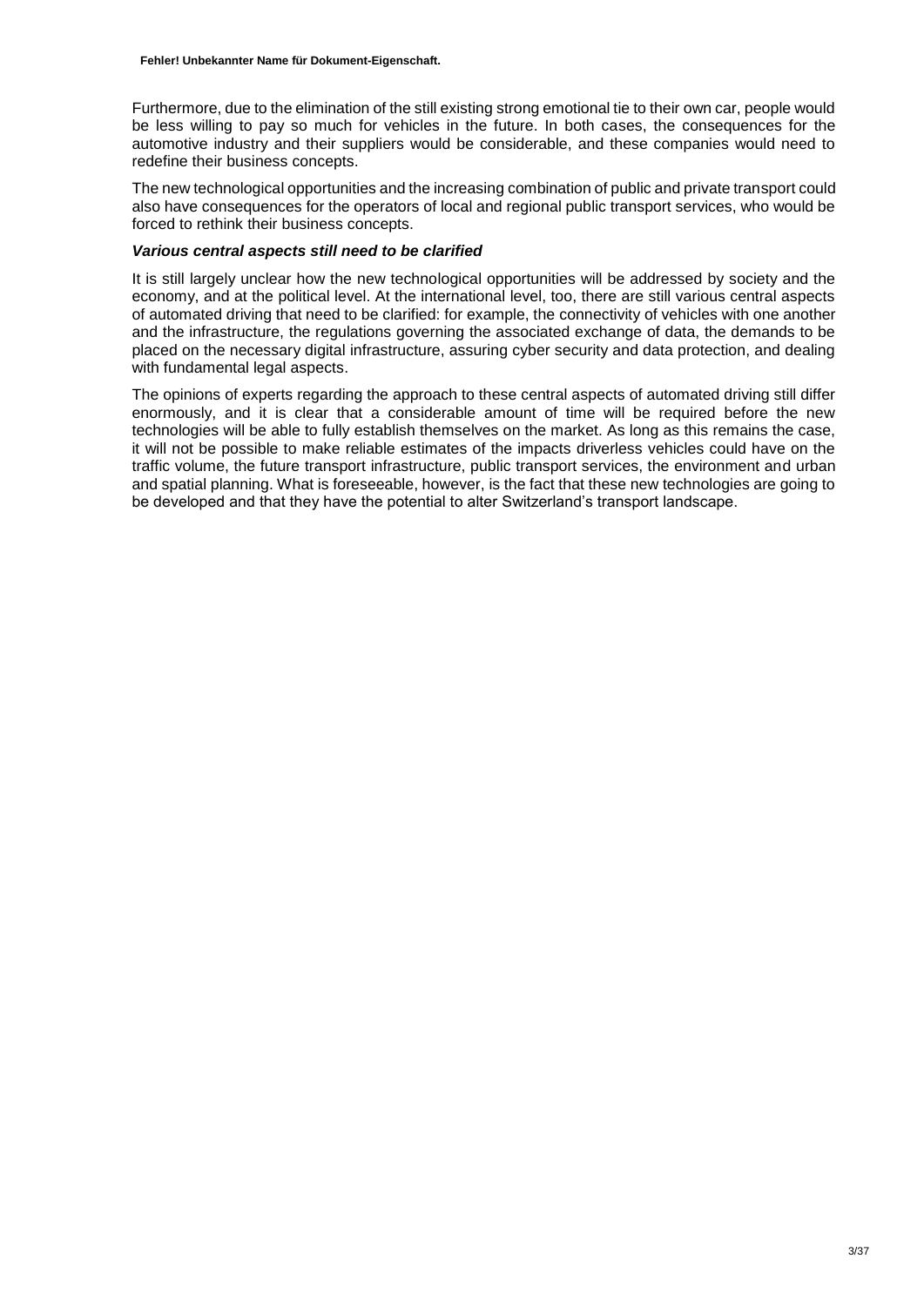Furthermore, due to the elimination of the still existing strong emotional tie to their own car, people would be less willing to pay so much for vehicles in the future. In both cases, the consequences for the automotive industry and their suppliers would be considerable, and these companies would need to redefine their business concepts.

The new technological opportunities and the increasing combination of public and private transport could also have consequences for the operators of local and regional public transport services, who would be forced to rethink their business concepts.

***Various central aspects still need to be clarified***

It is still largely unclear how the new technological opportunities will be addressed by society and the economy, and at the political level. At the international level, too, there are still various central aspects of automated driving that need to be clarified: for example, the connectivity of vehicles with one another and the infrastructure, the regulations governing the associated exchange of data, the demands to be placed on the necessary digital infrastructure, assuring cyber security and data protection, and dealing with fundamental legal aspects.

The opinions of experts regarding the approach to these central aspects of automated driving still differ enormously, and it is clear that a considerable amount of time will be required before the new technologies will be able to fully establish themselves on the market. As long as this remains the case, it will not be possible to make reliable estimates of the impacts driverless vehicles could have on the traffic volume, the future transport infrastructure, public transport services, the environment and urban and spatial planning. What is foreseeable, however, is the fact that these new technologies are going to be developed and that they have the potential to alter Switzerland's transport landscape.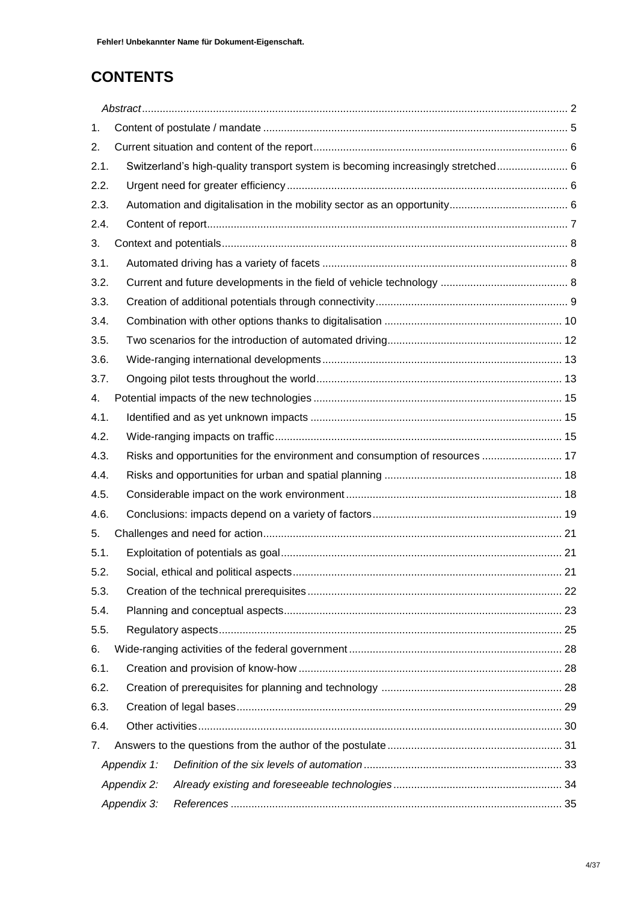# CONTENTS

*Abstract* 2

1. Content of postulate / mandate 5
2. Current situation and content of the report 6
2.1. Switzerland's high-quality transport system is becoming increasingly stretched 6
2.2. Urgent need for greater efficiency 6
2.3. Automation and digitalisation in the mobility sector as an opportunity 6
2.4. Content of report 7
3. Context and potentials 8
3.1. Automated driving has a variety of facets 8
3.2. Current and future developments in the field of vehicle technology 8
3.3. Creation of additional potentials through connectivity 9
3.4. Combination with other options thanks to digitalisation 10
3.5. Two scenarios for the introduction of automated driving 12
3.6. Wide-ranging international developments 13
3.7. Ongoing pilot tests throughout the world 13
4. Potential impacts of the new technologies 15
4.1. Identified and as yet unknown impacts 15
4.2. Wide-ranging impacts on traffic 15
4.3. Risks and opportunities for the environment and consumption of resources 17
4.4. Risks and opportunities for urban and spatial planning 18
4.5. Considerable impact on the work environment 18
4.6. Conclusions: impacts depend on a variety of factors 19
5. Challenges and need for action 21
5.1. Exploitation of potentials as goal 21
5.2. Social, ethical and political aspects 21
5.3. Creation of the technical prerequisites 22
5.4. Planning and conceptual aspects 23
5.5. Regulatory aspects 25
6. Wide-ranging activities of the federal government 28
6.1. Creation and provision of know-how 28
6.2. Creation of prerequisites for planning and technology 28
6.3. Creation of legal bases 29
6.4. Other activities 30
7. Answers to the questions from the author of the postulate 31

*Appendix 1: Definition of the six levels of automation* 33

*Appendix 2: Already existing and foreseeable technologies* 34

*Appendix 3: References* 35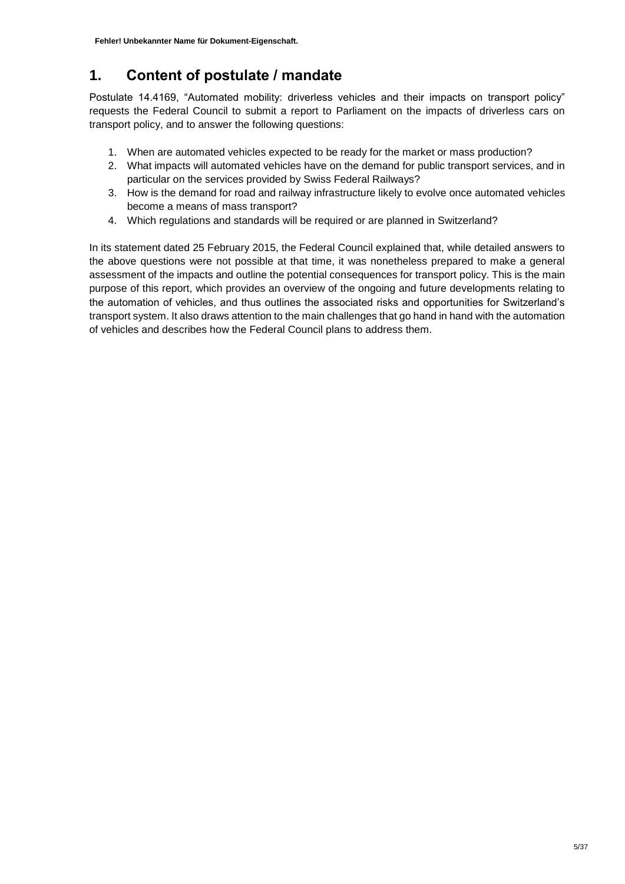# 1. Content of postulate / mandate

Postulate 14.4169, "Automated mobility: driverless vehicles and their impacts on transport policy" requests the Federal Council to submit a report to Parliament on the impacts of driverless cars on transport policy, and to answer the following questions:

1. When are automated vehicles expected to be ready for the market or mass production?
2. What impacts will automated vehicles have on the demand for public transport services, and in particular on the services provided by Swiss Federal Railways?
3. How is the demand for road and railway infrastructure likely to evolve once automated vehicles become a means of mass transport?
4. Which regulations and standards will be required or are planned in Switzerland?

In its statement dated 25 February 2015, the Federal Council explained that, while detailed answers to the above questions were not possible at that time, it was nonetheless prepared to make a general assessment of the impacts and outline the potential consequences for transport policy. This is the main purpose of this report, which provides an overview of the ongoing and future developments relating to the automation of vehicles, and thus outlines the associated risks and opportunities for Switzerland's transport system. It also draws attention to the main challenges that go hand in hand with the automation of vehicles and describes how the Federal Council plans to address them.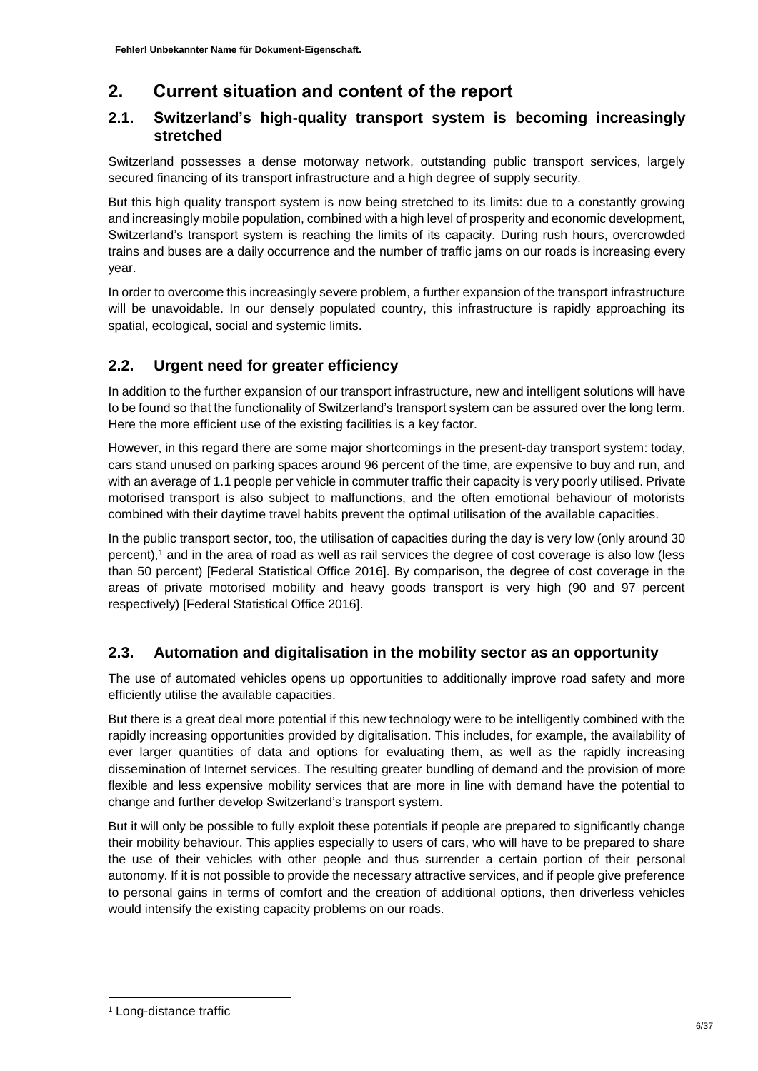## 2. Current situation and content of the report

### 2.1. Switzerland's high-quality transport system is becoming increasingly stretched

Switzerland possesses a dense motorway network, outstanding public transport services, largely secured financing of its transport infrastructure and a high degree of supply security.

But this high quality transport system is now being stretched to its limits: due to a constantly growing and increasingly mobile population, combined with a high level of prosperity and economic development, Switzerland's transport system is reaching the limits of its capacity. During rush hours, overcrowded trains and buses are a daily occurrence and the number of traffic jams on our roads is increasing every year.

In order to overcome this increasingly severe problem, a further expansion of the transport infrastructure will be unavoidable. In our densely populated country, this infrastructure is rapidly approaching its spatial, ecological, social and systemic limits.

### 2.2. Urgent need for greater efficiency

In addition to the further expansion of our transport infrastructure, new and intelligent solutions will have to be found so that the functionality of Switzerland's transport system can be assured over the long term. Here the more efficient use of the existing facilities is a key factor.

However, in this regard there are some major shortcomings in the present-day transport system: today, cars stand unused on parking spaces around 96 percent of the time, are expensive to buy and run, and with an average of 1.1 people per vehicle in commuter traffic their capacity is very poorly utilised. Private motorised transport is also subject to malfunctions, and the often emotional behaviour of motorists combined with their daytime travel habits prevent the optimal utilisation of the available capacities.

In the public transport sector, too, the utilisation of capacities during the day is very low (only around 30 percent),[1] and in the area of road as well as rail services the degree of cost coverage is also low (less than 50 percent) [Federal Statistical Office 2016]. By comparison, the degree of cost coverage in the areas of private motorised mobility and heavy goods transport is very high (90 and 97 percent respectively) [Federal Statistical Office 2016].

### 2.3. Automation and digitalisation in the mobility sector as an opportunity

The use of automated vehicles opens up opportunities to additionally improve road safety and more efficiently utilise the available capacities.

But there is a great deal more potential if this new technology were to be intelligently combined with the rapidly increasing opportunities provided by digitalisation. This includes, for example, the availability of ever larger quantities of data and options for evaluating them, as well as the rapidly increasing dissemination of Internet services. The resulting greater bundling of demand and the provision of more flexible and less expensive mobility services that are more in line with demand have the potential to change and further develop Switzerland's transport system.

But it will only be possible to fully exploit these potentials if people are prepared to significantly change their mobility behaviour. This applies especially to users of cars, who will have to be prepared to share the use of their vehicles with other people and thus surrender a certain portion of their personal autonomy. If it is not possible to provide the necessary attractive services, and if people give preference to personal gains in terms of comfort and the creation of additional options, then driverless vehicles would intensify the existing capacity problems on our roads.

[1] Long-distance traffic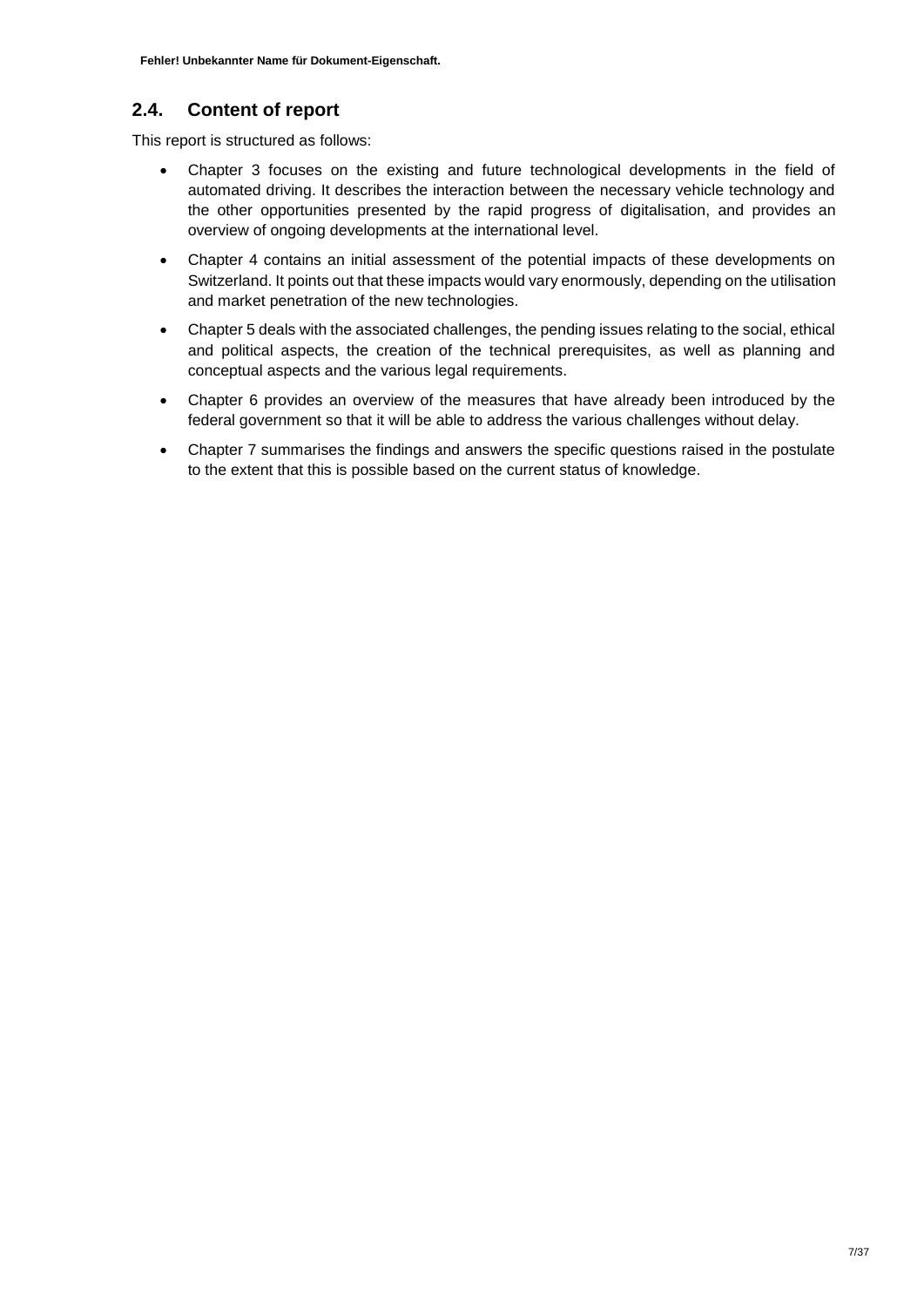## 2.4. Content of report

This report is structured as follows:

- Chapter 3 focuses on the existing and future technological developments in the field of automated driving. It describes the interaction between the necessary vehicle technology and the other opportunities presented by the rapid progress of digitalisation, and provides an overview of ongoing developments at the international level.
- Chapter 4 contains an initial assessment of the potential impacts of these developments on Switzerland. It points out that these impacts would vary enormously, depending on the utilisation and market penetration of the new technologies.
- Chapter 5 deals with the associated challenges, the pending issues relating to the social, ethical and political aspects, the creation of the technical prerequisites, as well as planning and conceptual aspects and the various legal requirements.
- Chapter 6 provides an overview of the measures that have already been introduced by the federal government so that it will be able to address the various challenges without delay.
- Chapter 7 summarises the findings and answers the specific questions raised in the postulate to the extent that this is possible based on the current status of knowledge.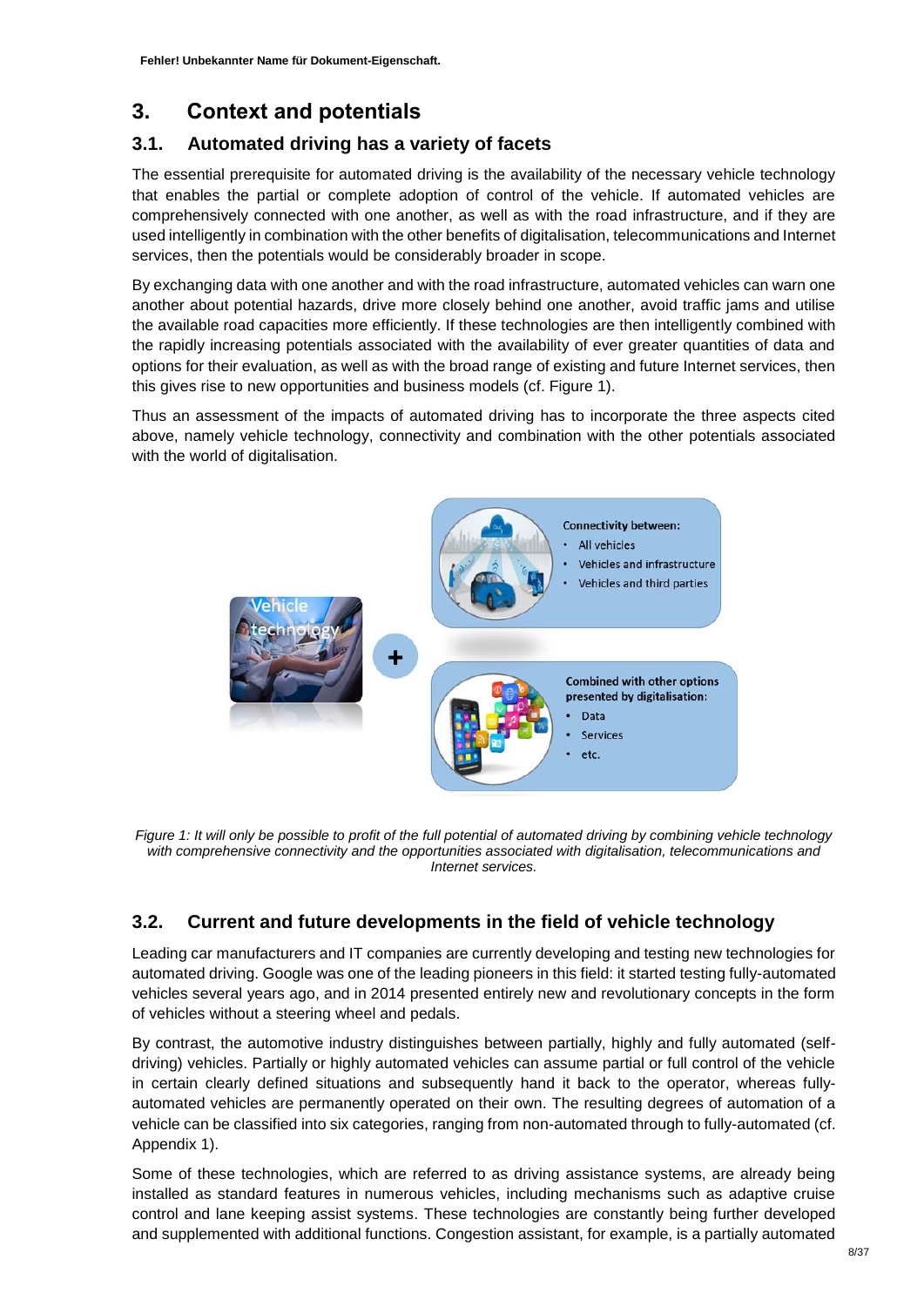# 3. Context and potentials

## 3.1. Automated driving has a variety of facets

The essential prerequisite for automated driving is the availability of the necessary vehicle technology that enables the partial or complete adoption of control of the vehicle. If automated vehicles are comprehensively connected with one another, as well as with the road infrastructure, and if they are used intelligently in combination with the other benefits of digitalisation, telecommunications and Internet services, then the potentials would be considerably broader in scope.

By exchanging data with one another and with the road infrastructure, automated vehicles can warn one another about potential hazards, drive more closely behind one another, avoid traffic jams and utilise the available road capacities more efficiently. If these technologies are then intelligently combined with the rapidly increasing potentials associated with the availability of ever greater quantities of data and options for their evaluation, as well as with the broad range of existing and future Internet services, then this gives rise to new opportunities and business models (cf. Figure 1).

Thus an assessment of the impacts of automated driving has to incorporate the three aspects cited above, namely vehicle technology, connectivity and combination with the other potentials associated with the world of digitalisation.

Vehicle technology

+

Connectivity between:
- All vehicles
- Vehicles and infrastructure
- Vehicles and third parties

Combined with other options presented by digitalisation:
- Data
- Services
- etc.

*Figure 1: It will only be possible to profit of the full potential of automated driving by combining vehicle technology with comprehensive connectivity and the opportunities associated with digitalisation, telecommunications and Internet services.*

## 3.2. Current and future developments in the field of vehicle technology

Leading car manufacturers and IT companies are currently developing and testing new technologies for automated driving. Google was one of the leading pioneers in this field: it started testing fully-automated vehicles several years ago, and in 2014 presented entirely new and revolutionary concepts in the form of vehicles without a steering wheel and pedals.

By contrast, the automotive industry distinguishes between partially, highly and fully automated (self-driving) vehicles. Partially or highly automated vehicles can assume partial or full control of the vehicle in certain clearly defined situations and subsequently hand it back to the operator, whereas fully-automated vehicles are permanently operated on their own. The resulting degrees of automation of a vehicle can be classified into six categories, ranging from non-automated through to fully-automated (cf. Appendix 1).

Some of these technologies, which are referred to as driving assistance systems, are already being installed as standard features in numerous vehicles, including mechanisms such as adaptive cruise control and lane keeping assist systems. These technologies are constantly being further developed and supplemented with additional functions. Congestion assistant, for example, is a partially automated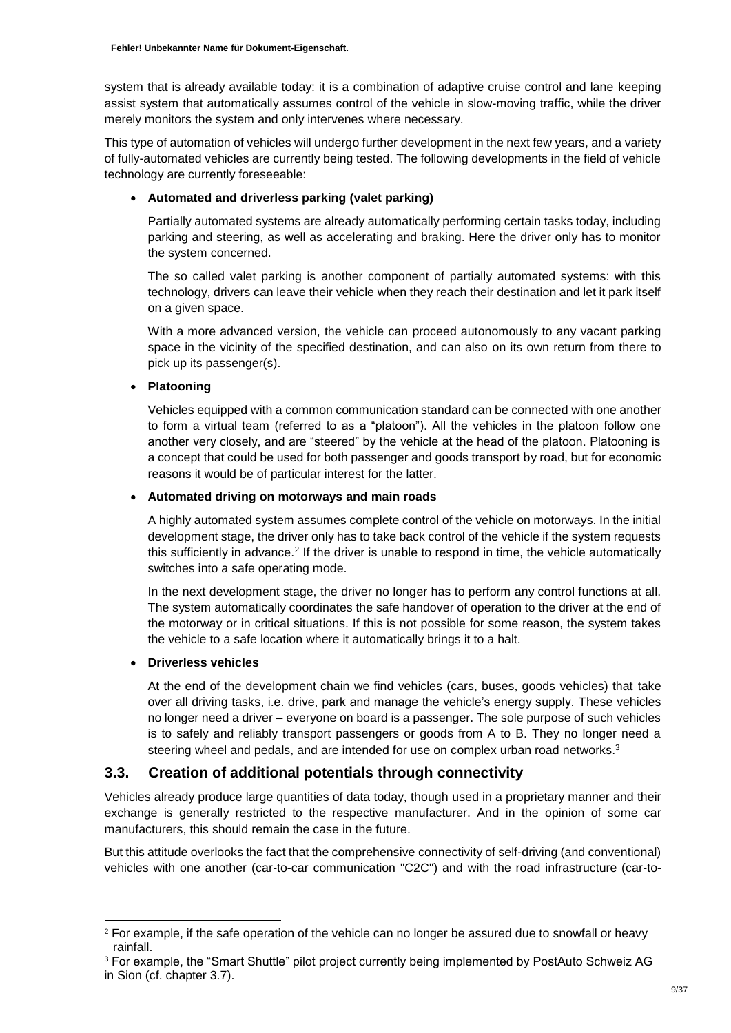system that is already available today: it is a combination of adaptive cruise control and lane keeping assist system that automatically assumes control of the vehicle in slow-moving traffic, while the driver merely monitors the system and only intervenes where necessary.

This type of automation of vehicles will undergo further development in the next few years, and a variety of fully-automated vehicles are currently being tested. The following developments in the field of vehicle technology are currently foreseeable:

- **Automated and driverless parking (valet parking)**

  Partially automated systems are already automatically performing certain tasks today, including parking and steering, as well as accelerating and braking. Here the driver only has to monitor the system concerned.

  The so called valet parking is another component of partially automated systems: with this technology, drivers can leave their vehicle when they reach their destination and let it park itself on a given space.

  With a more advanced version, the vehicle can proceed autonomously to any vacant parking space in the vicinity of the specified destination, and can also on its own return from there to pick up its passenger(s).

- **Platooning**

  Vehicles equipped with a common communication standard can be connected with one another to form a virtual team (referred to as a "platoon"). All the vehicles in the platoon follow one another very closely, and are "steered" by the vehicle at the head of the platoon. Platooning is a concept that could be used for both passenger and goods transport by road, but for economic reasons it would be of particular interest for the latter.

- **Automated driving on motorways and main roads**

  A highly automated system assumes complete control of the vehicle on motorways. In the initial development stage, the driver only has to take back control of the vehicle if the system requests this sufficiently in advance.[2] If the driver is unable to respond in time, the vehicle automatically switches into a safe operating mode.

  In the next development stage, the driver no longer has to perform any control functions at all. The system automatically coordinates the safe handover of operation to the driver at the end of the motorway or in critical situations. If this is not possible for some reason, the system takes the vehicle to a safe location where it automatically brings it to a halt.

- **Driverless vehicles**

  At the end of the development chain we find vehicles (cars, buses, goods vehicles) that take over all driving tasks, i.e. drive, park and manage the vehicle's energy supply. These vehicles no longer need a driver – everyone on board is a passenger. The sole purpose of such vehicles is to safely and reliably transport passengers or goods from A to B. They no longer need a steering wheel and pedals, and are intended for use on complex urban road networks.[3]

## 3.3. Creation of additional potentials through connectivity

Vehicles already produce large quantities of data today, though used in a proprietary manner and their exchange is generally restricted to the respective manufacturer. And in the opinion of some car manufacturers, this should remain the case in the future.

But this attitude overlooks the fact that the comprehensive connectivity of self-driving (and conventional) vehicles with one another (car-to-car communication "C2C") and with the road infrastructure (car-to-

---

[2] For example, if the safe operation of the vehicle can no longer be assured due to snowfall or heavy rainfall.

[3] For example, the "Smart Shuttle" pilot project currently being implemented by PostAuto Schweiz AG in Sion (cf. chapter 3.7).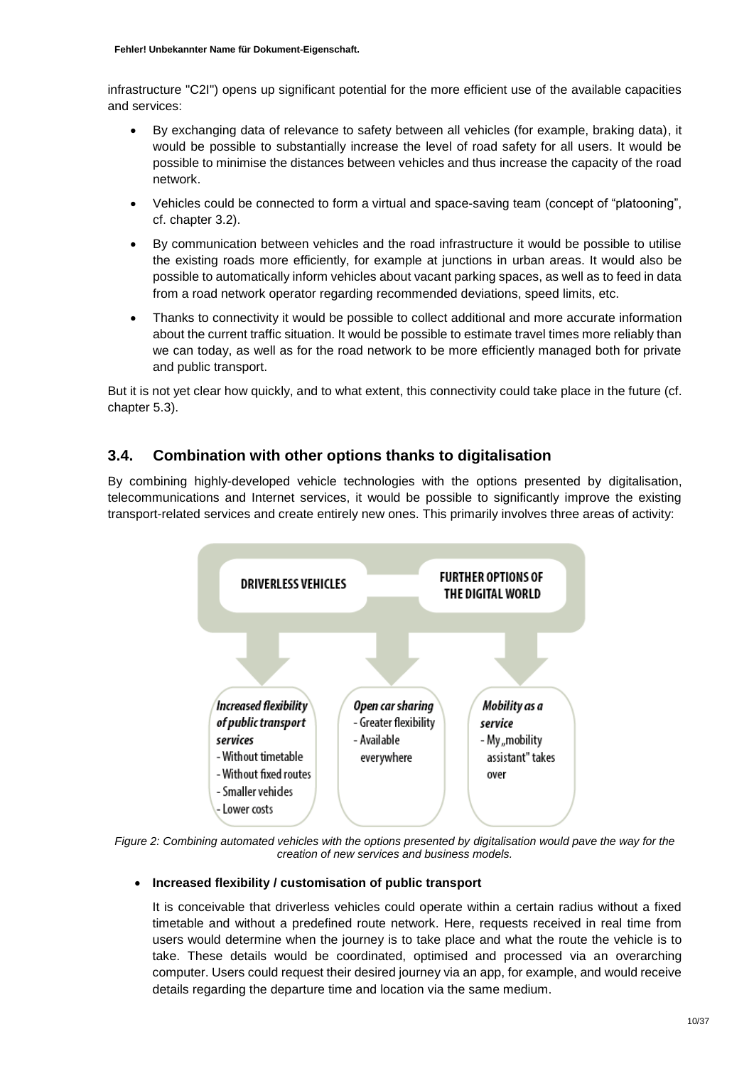infrastructure "C2I") opens up significant potential for the more efficient use of the available capacities and services:

- By exchanging data of relevance to safety between all vehicles (for example, braking data), it would be possible to substantially increase the level of road safety for all users. It would be possible to minimise the distances between vehicles and thus increase the capacity of the road network.
- Vehicles could be connected to form a virtual and space-saving team (concept of "platooning", cf. chapter 3.2).
- By communication between vehicles and the road infrastructure it would be possible to utilise the existing roads more efficiently, for example at junctions in urban areas. It would also be possible to automatically inform vehicles about vacant parking spaces, as well as to feed in data from a road network operator regarding recommended deviations, speed limits, etc.
- Thanks to connectivity it would be possible to collect additional and more accurate information about the current traffic situation. It would be possible to estimate travel times more reliably than we can today, as well as for the road network to be more efficiently managed both for private and public transport.

But it is not yet clear how quickly, and to what extent, this connectivity could take place in the future (cf. chapter 5.3).

## 3.4. Combination with other options thanks to digitalisation

By combining highly-developed vehicle technologies with the options presented by digitalisation, telecommunications and Internet services, it would be possible to significantly improve the existing transport-related services and create entirely new ones. This primarily involves three areas of activity:

DRIVERLESS VEHICLES — FURTHER OPTIONS OF THE DIGITAL WORLD

*Increased flexibility of public transport services*
- Without timetable
- Without fixed routes
- Smaller vehicles
- Lower costs

*Open car sharing*
- Greater flexibility
- Available everywhere

*Mobility as a service*
- My „mobility assistant" takes over

*Figure 2: Combining automated vehicles with the options presented by digitalisation would pave the way for the creation of new services and business models.*

- **Increased flexibility / customisation of public transport**

  It is conceivable that driverless vehicles could operate within a certain radius without a fixed timetable and without a predefined route network. Here, requests received in real time from users would determine when the journey is to take place and what the route the vehicle is to take. These details would be coordinated, optimised and processed via an overarching computer. Users could request their desired journey via an app, for example, and would receive details regarding the departure time and location via the same medium.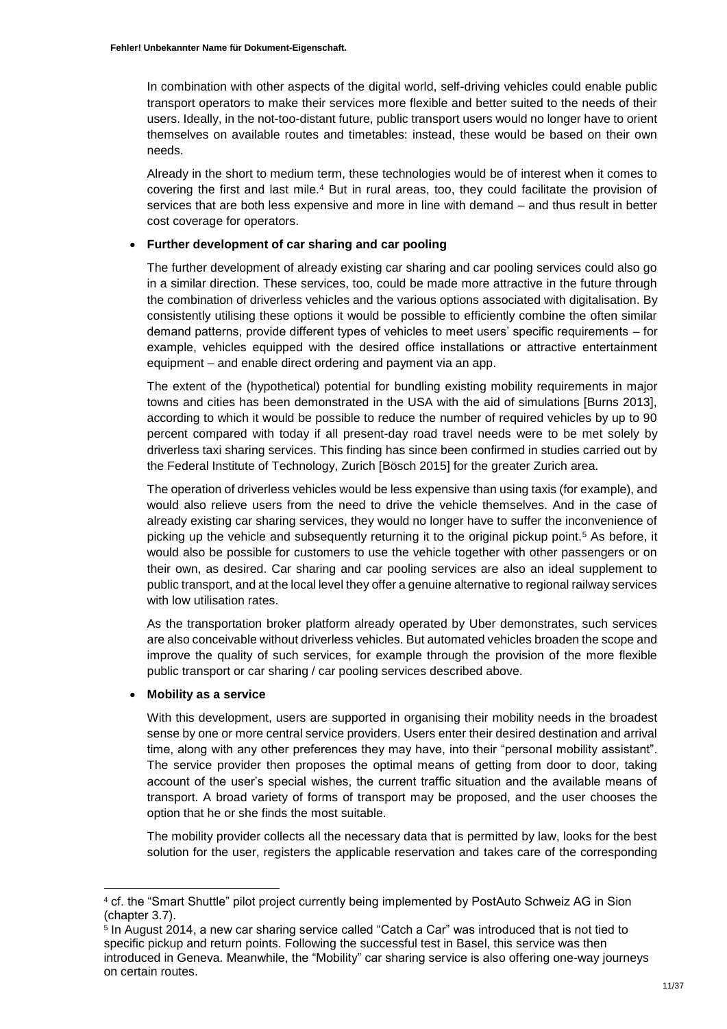In combination with other aspects of the digital world, self-driving vehicles could enable public transport operators to make their services more flexible and better suited to the needs of their users. Ideally, in the not-too-distant future, public transport users would no longer have to orient themselves on available routes and timetables: instead, these would be based on their own needs.

Already in the short to medium term, these technologies would be of interest when it comes to covering the first and last mile.[4] But in rural areas, too, they could facilitate the provision of services that are both less expensive and more in line with demand – and thus result in better cost coverage for operators.

- **Further development of car sharing and car pooling**

  The further development of already existing car sharing and car pooling services could also go in a similar direction. These services, too, could be made more attractive in the future through the combination of driverless vehicles and the various options associated with digitalisation. By consistently utilising these options it would be possible to efficiently combine the often similar demand patterns, provide different types of vehicles to meet users' specific requirements – for example, vehicles equipped with the desired office installations or attractive entertainment equipment – and enable direct ordering and payment via an app.

  The extent of the (hypothetical) potential for bundling existing mobility requirements in major towns and cities has been demonstrated in the USA with the aid of simulations [Burns 2013], according to which it would be possible to reduce the number of required vehicles by up to 90 percent compared with today if all present-day road travel needs were to be met solely by driverless taxi sharing services. This finding has since been confirmed in studies carried out by the Federal Institute of Technology, Zurich [Bösch 2015] for the greater Zurich area.

  The operation of driverless vehicles would be less expensive than using taxis (for example), and would also relieve users from the need to drive the vehicle themselves. And in the case of already existing car sharing services, they would no longer have to suffer the inconvenience of picking up the vehicle and subsequently returning it to the original pickup point.[5] As before, it would also be possible for customers to use the vehicle together with other passengers or on their own, as desired. Car sharing and car pooling services are also an ideal supplement to public transport, and at the local level they offer a genuine alternative to regional railway services with low utilisation rates.

  As the transportation broker platform already operated by Uber demonstrates, such services are also conceivable without driverless vehicles. But automated vehicles broaden the scope and improve the quality of such services, for example through the provision of the more flexible public transport or car sharing / car pooling services described above.

- **Mobility as a service**

  With this development, users are supported in organising their mobility needs in the broadest sense by one or more central service providers. Users enter their desired destination and arrival time, along with any other preferences they may have, into their "personal mobility assistant". The service provider then proposes the optimal means of getting from door to door, taking account of the user's special wishes, the current traffic situation and the available means of transport. A broad variety of forms of transport may be proposed, and the user chooses the option that he or she finds the most suitable.

  The mobility provider collects all the necessary data that is permitted by law, looks for the best solution for the user, registers the applicable reservation and takes care of the corresponding

---

[4] cf. the "Smart Shuttle" pilot project currently being implemented by PostAuto Schweiz AG in Sion (chapter 3.7).

[5] In August 2014, a new car sharing service called "Catch a Car" was introduced that is not tied to specific pickup and return points. Following the successful test in Basel, this service was then introduced in Geneva. Meanwhile, the "Mobility" car sharing service is also offering one-way journeys on certain routes.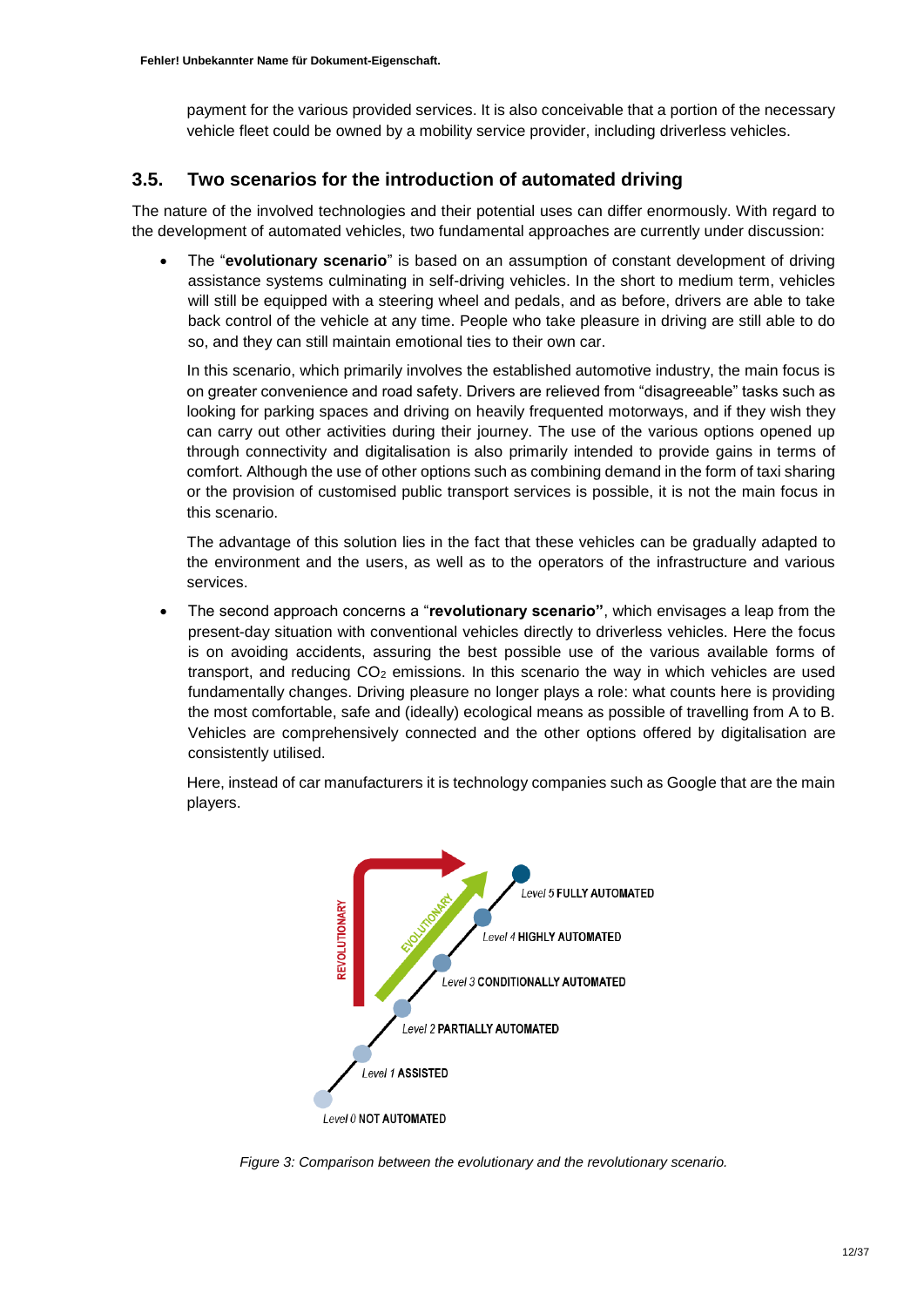payment for the various provided services. It is also conceivable that a portion of the necessary vehicle fleet could be owned by a mobility service provider, including driverless vehicles.

## 3.5. Two scenarios for the introduction of automated driving

The nature of the involved technologies and their potential uses can differ enormously. With regard to the development of automated vehicles, two fundamental approaches are currently under discussion:

- The "**evolutionary scenario**" is based on an assumption of constant development of driving assistance systems culminating in self-driving vehicles. In the short to medium term, vehicles will still be equipped with a steering wheel and pedals, and as before, drivers are able to take back control of the vehicle at any time. People who take pleasure in driving are still able to do so, and they can still maintain emotional ties to their own car.

  In this scenario, which primarily involves the established automotive industry, the main focus is on greater convenience and road safety. Drivers are relieved from "disagreeable" tasks such as looking for parking spaces and driving on heavily frequented motorways, and if they wish they can carry out other activities during their journey. The use of the various options opened up through connectivity and digitalisation is also primarily intended to provide gains in terms of comfort. Although the use of other options such as combining demand in the form of taxi sharing or the provision of customised public transport services is possible, it is not the main focus in this scenario.

  The advantage of this solution lies in the fact that these vehicles can be gradually adapted to the environment and the users, as well as to the operators of the infrastructure and various services.

- The second approach concerns a "**revolutionary scenario"**, which envisages a leap from the present-day situation with conventional vehicles directly to driverless vehicles. Here the focus is on avoiding accidents, assuring the best possible use of the various available forms of transport, and reducing $CO_2$ emissions. In this scenario the way in which vehicles are used fundamentally changes. Driving pleasure no longer plays a role: what counts here is providing the most comfortable, safe and (ideally) ecological means as possible of travelling from A to B. Vehicles are comprehensively connected and the other options offered by digitalisation are consistently utilised.

  Here, instead of car manufacturers it is technology companies such as Google that are the main players.

REVOLUTIONARY

EVOLUTIONARY

Level 5 FULLY AUTOMATED

Level 4 HIGHLY AUTOMATED

Level 3 CONDITIONALLY AUTOMATED

Level 2 PARTIALLY AUTOMATED

Level 1 ASSISTED

Level 0 NOT AUTOMATED

*Figure 3: Comparison between the evolutionary and the revolutionary scenario.*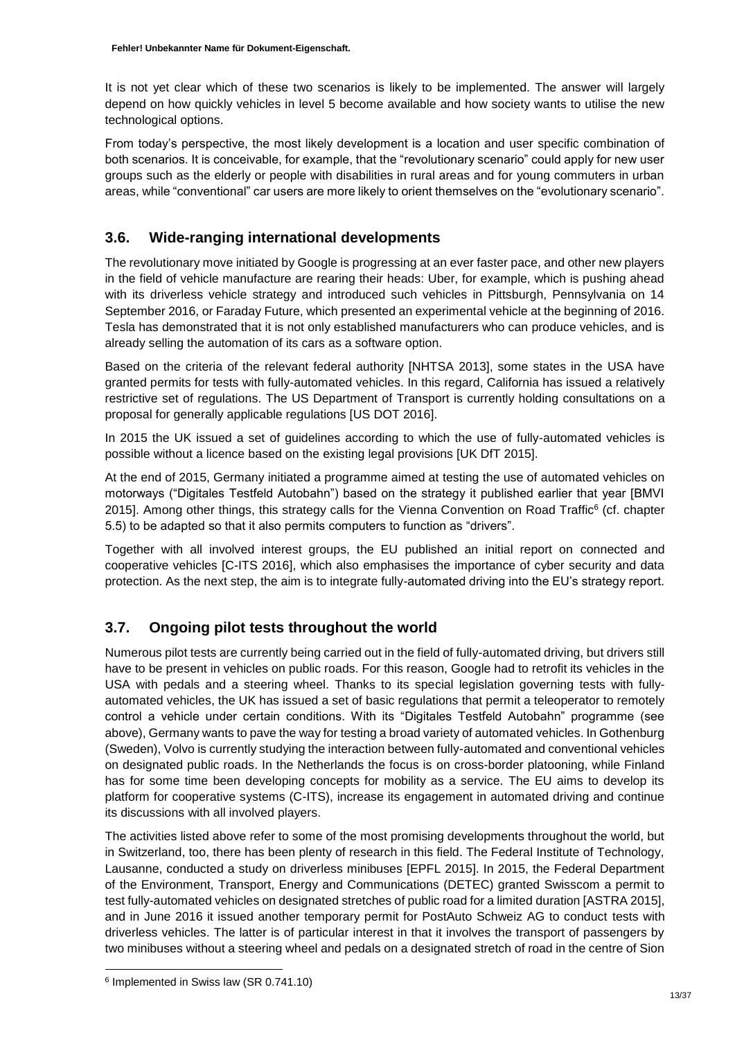It is not yet clear which of these two scenarios is likely to be implemented. The answer will largely depend on how quickly vehicles in level 5 become available and how society wants to utilise the new technological options.

From today's perspective, the most likely development is a location and user specific combination of both scenarios. It is conceivable, for example, that the "revolutionary scenario" could apply for new user groups such as the elderly or people with disabilities in rural areas and for young commuters in urban areas, while "conventional" car users are more likely to orient themselves on the "evolutionary scenario".

## 3.6. Wide-ranging international developments

The revolutionary move initiated by Google is progressing at an ever faster pace, and other new players in the field of vehicle manufacture are rearing their heads: Uber, for example, which is pushing ahead with its driverless vehicle strategy and introduced such vehicles in Pittsburgh, Pennsylvania on 14 September 2016, or Faraday Future, which presented an experimental vehicle at the beginning of 2016. Tesla has demonstrated that it is not only established manufacturers who can produce vehicles, and is already selling the automation of its cars as a software option.

Based on the criteria of the relevant federal authority [NHTSA 2013], some states in the USA have granted permits for tests with fully-automated vehicles. In this regard, California has issued a relatively restrictive set of regulations. The US Department of Transport is currently holding consultations on a proposal for generally applicable regulations [US DOT 2016].

In 2015 the UK issued a set of guidelines according to which the use of fully-automated vehicles is possible without a licence based on the existing legal provisions [UK DfT 2015].

At the end of 2015, Germany initiated a programme aimed at testing the use of automated vehicles on motorways ("Digitales Testfeld Autobahn") based on the strategy it published earlier that year [BMVI 2015]. Among other things, this strategy calls for the Vienna Convention on Road Traffic[6] (cf. chapter 5.5) to be adapted so that it also permits computers to function as "drivers".

Together with all involved interest groups, the EU published an initial report on connected and cooperative vehicles [C-ITS 2016], which also emphasises the importance of cyber security and data protection. As the next step, the aim is to integrate fully-automated driving into the EU's strategy report.

## 3.7. Ongoing pilot tests throughout the world

Numerous pilot tests are currently being carried out in the field of fully-automated driving, but drivers still have to be present in vehicles on public roads. For this reason, Google had to retrofit its vehicles in the USA with pedals and a steering wheel. Thanks to its special legislation governing tests with fully-automated vehicles, the UK has issued a set of basic regulations that permit a teleoperator to remotely control a vehicle under certain conditions. With its "Digitales Testfeld Autobahn" programme (see above), Germany wants to pave the way for testing a broad variety of automated vehicles. In Gothenburg (Sweden), Volvo is currently studying the interaction between fully-automated and conventional vehicles on designated public roads. In the Netherlands the focus is on cross-border platooning, while Finland has for some time been developing concepts for mobility as a service. The EU aims to develop its platform for cooperative systems (C-ITS), increase its engagement in automated driving and continue its discussions with all involved players.

The activities listed above refer to some of the most promising developments throughout the world, but in Switzerland, too, there has been plenty of research in this field. The Federal Institute of Technology, Lausanne, conducted a study on driverless minibuses [EPFL 2015]. In 2015, the Federal Department of the Environment, Transport, Energy and Communications (DETEC) granted Swisscom a permit to test fully-automated vehicles on designated stretches of public road for a limited duration [ASTRA 2015], and in June 2016 it issued another temporary permit for PostAuto Schweiz AG to conduct tests with driverless vehicles. The latter is of particular interest in that it involves the transport of passengers by two minibuses without a steering wheel and pedals on a designated stretch of road in the centre of Sion

[6] Implemented in Swiss law (SR 0.741.10)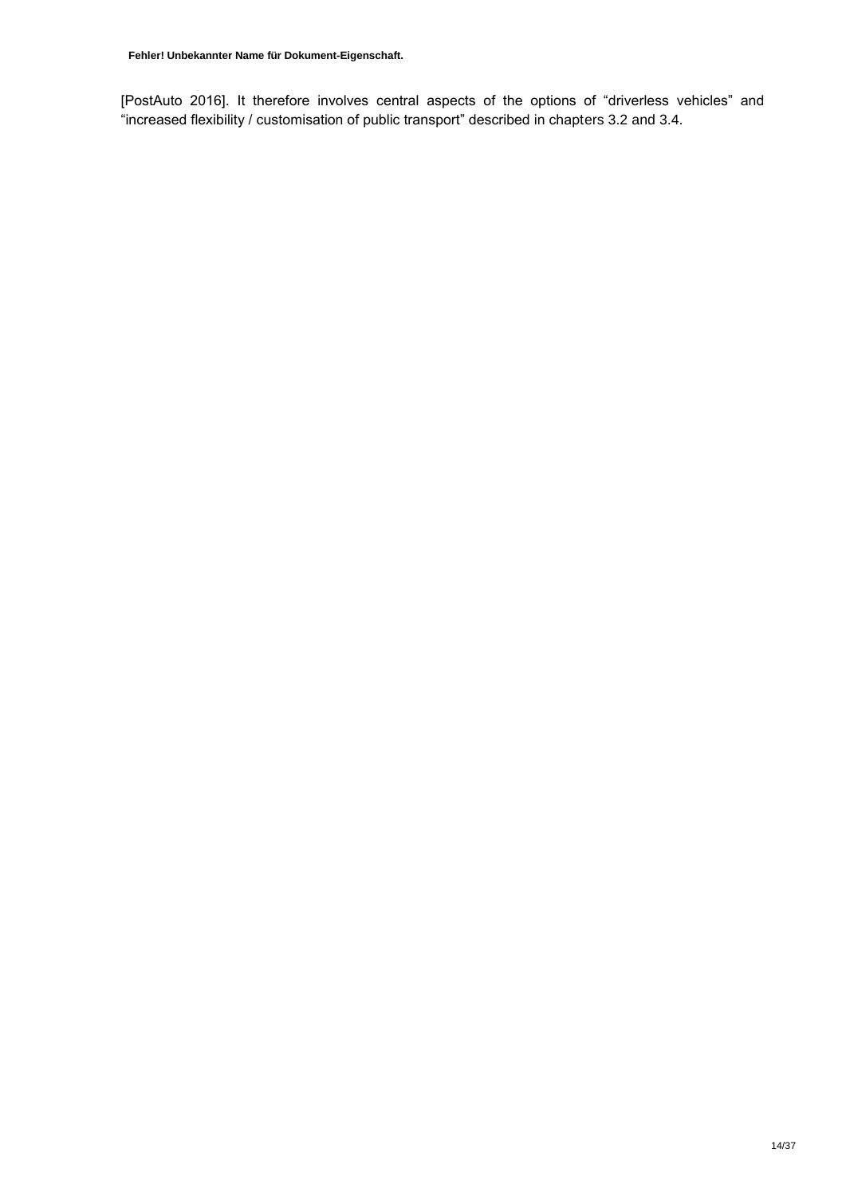[PostAuto 2016]. It therefore involves central aspects of the options of “driverless vehicles” and “increased flexibility / customisation of public transport” described in chapters 3.2 and 3.4.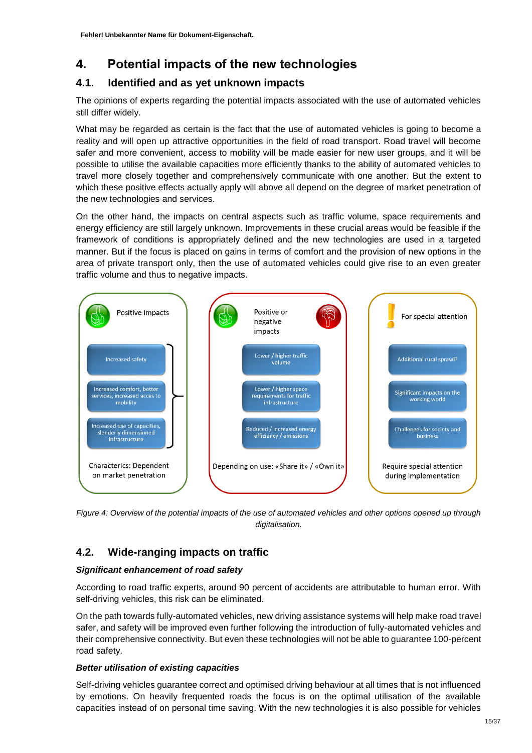# 4. Potential impacts of the new technologies

## 4.1. Identified and as yet unknown impacts

The opinions of experts regarding the potential impacts associated with the use of automated vehicles still differ widely.

What may be regarded as certain is the fact that the use of automated vehicles is going to become a reality and will open up attractive opportunities in the field of road transport. Road travel will become safer and more convenient, access to mobility will be made easier for new user groups, and it will be possible to utilise the available capacities more efficiently thanks to the ability of automated vehicles to travel more closely together and comprehensively communicate with one another. But the extent to which these positive effects actually apply will above all depend on the degree of market penetration of the new technologies and services.

On the other hand, the impacts on central aspects such as traffic volume, space requirements and energy efficiency are still largely unknown. Improvements in these crucial areas would be feasible if the framework of conditions is appropriately defined and the new technologies are used in a targeted manner. But if the focus is placed on gains in terms of comfort and the provision of new options in the area of private transport only, then the use of automated vehicles could give rise to an even greater traffic volume and thus to negative impacts.

**Positive impacts**
- Increased safety
- Increased comfort, better services, increased acces to mobility
- Increased use of capacities, slenderly dimensioned infrastructure

Characterics: Dependent on market penetration

**Positive or negative impacts**
- Lower / higher traffic volume
- Lower / higher space requirements for traffic infrastructure
- Reduced / increased energy efficiency / emissions

Depending on use: «Share it» / «Own it»

**For special attention**
- Additional rural sprawl?
- Significant impacts on the working world
- Challenges for society and business

Require special attention during implementation

*Figure 4: Overview of the potential impacts of the use of automated vehicles and other options opened up through digitalisation.*

## 4.2. Wide-ranging impacts on traffic

***Significant enhancement of road safety***

According to road traffic experts, around 90 percent of accidents are attributable to human error. With self-driving vehicles, this risk can be eliminated.

On the path towards fully-automated vehicles, new driving assistance systems will help make road travel safer, and safety will be improved even further following the introduction of fully-automated vehicles and their comprehensive connectivity. But even these technologies will not be able to guarantee 100-percent road safety.

***Better utilisation of existing capacities***

Self-driving vehicles guarantee correct and optimised driving behaviour at all times that is not influenced by emotions. On heavily frequented roads the focus is on the optimal utilisation of the available capacities instead of on personal time saving. With the new technologies it is also possible for vehicles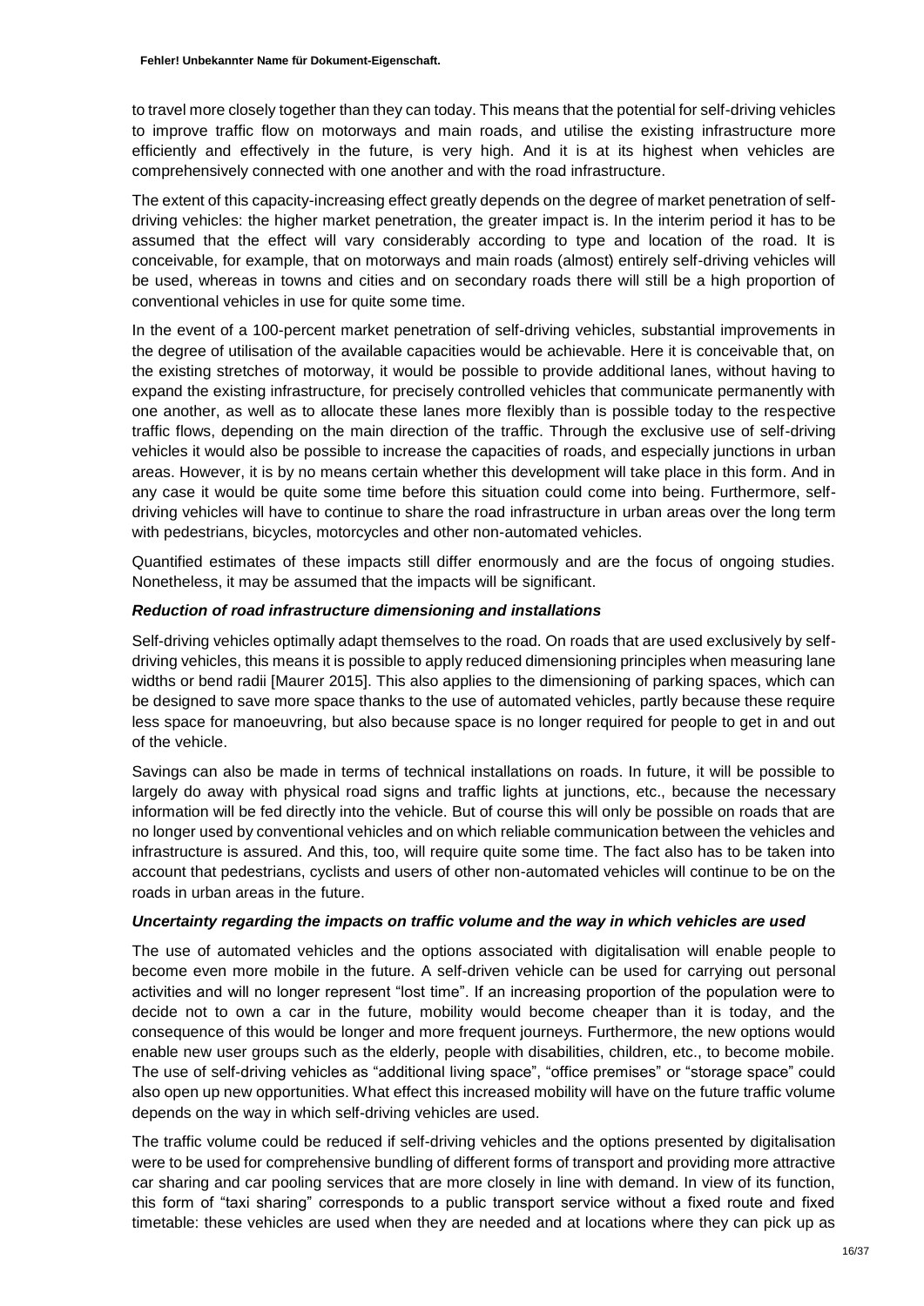to travel more closely together than they can today. This means that the potential for self-driving vehicles to improve traffic flow on motorways and main roads, and utilise the existing infrastructure more efficiently and effectively in the future, is very high. And it is at its highest when vehicles are comprehensively connected with one another and with the road infrastructure.

The extent of this capacity-increasing effect greatly depends on the degree of market penetration of self-driving vehicles: the higher market penetration, the greater impact is. In the interim period it has to be assumed that the effect will vary considerably according to type and location of the road. It is conceivable, for example, that on motorways and main roads (almost) entirely self-driving vehicles will be used, whereas in towns and cities and on secondary roads there will still be a high proportion of conventional vehicles in use for quite some time.

In the event of a 100-percent market penetration of self-driving vehicles, substantial improvements in the degree of utilisation of the available capacities would be achievable. Here it is conceivable that, on the existing stretches of motorway, it would be possible to provide additional lanes, without having to expand the existing infrastructure, for precisely controlled vehicles that communicate permanently with one another, as well as to allocate these lanes more flexibly than is possible today to the respective traffic flows, depending on the main direction of the traffic. Through the exclusive use of self-driving vehicles it would also be possible to increase the capacities of roads, and especially junctions in urban areas. However, it is by no means certain whether this development will take place in this form. And in any case it would be quite some time before this situation could come into being. Furthermore, self-driving vehicles will have to continue to share the road infrastructure in urban areas over the long term with pedestrians, bicycles, motorcycles and other non-automated vehicles.

Quantified estimates of these impacts still differ enormously and are the focus of ongoing studies. Nonetheless, it may be assumed that the impacts will be significant.

***Reduction of road infrastructure dimensioning and installations***

Self-driving vehicles optimally adapt themselves to the road. On roads that are used exclusively by self-driving vehicles, this means it is possible to apply reduced dimensioning principles when measuring lane widths or bend radii [Maurer 2015]. This also applies to the dimensioning of parking spaces, which can be designed to save more space thanks to the use of automated vehicles, partly because these require less space for manoeuvring, but also because space is no longer required for people to get in and out of the vehicle.

Savings can also be made in terms of technical installations on roads. In future, it will be possible to largely do away with physical road signs and traffic lights at junctions, etc., because the necessary information will be fed directly into the vehicle. But of course this will only be possible on roads that are no longer used by conventional vehicles and on which reliable communication between the vehicles and infrastructure is assured. And this, too, will require quite some time. The fact also has to be taken into account that pedestrians, cyclists and users of other non-automated vehicles will continue to be on the roads in urban areas in the future.

***Uncertainty regarding the impacts on traffic volume and the way in which vehicles are used***

The use of automated vehicles and the options associated with digitalisation will enable people to become even more mobile in the future. A self-driven vehicle can be used for carrying out personal activities and will no longer represent "lost time". If an increasing proportion of the population were to decide not to own a car in the future, mobility would become cheaper than it is today, and the consequence of this would be longer and more frequent journeys. Furthermore, the new options would enable new user groups such as the elderly, people with disabilities, children, etc., to become mobile. The use of self-driving vehicles as "additional living space", "office premises" or "storage space" could also open up new opportunities. What effect this increased mobility will have on the future traffic volume depends on the way in which self-driving vehicles are used.

The traffic volume could be reduced if self-driving vehicles and the options presented by digitalisation were to be used for comprehensive bundling of different forms of transport and providing more attractive car sharing and car pooling services that are more closely in line with demand. In view of its function, this form of "taxi sharing" corresponds to a public transport service without a fixed route and fixed timetable: these vehicles are used when they are needed and at locations where they can pick up as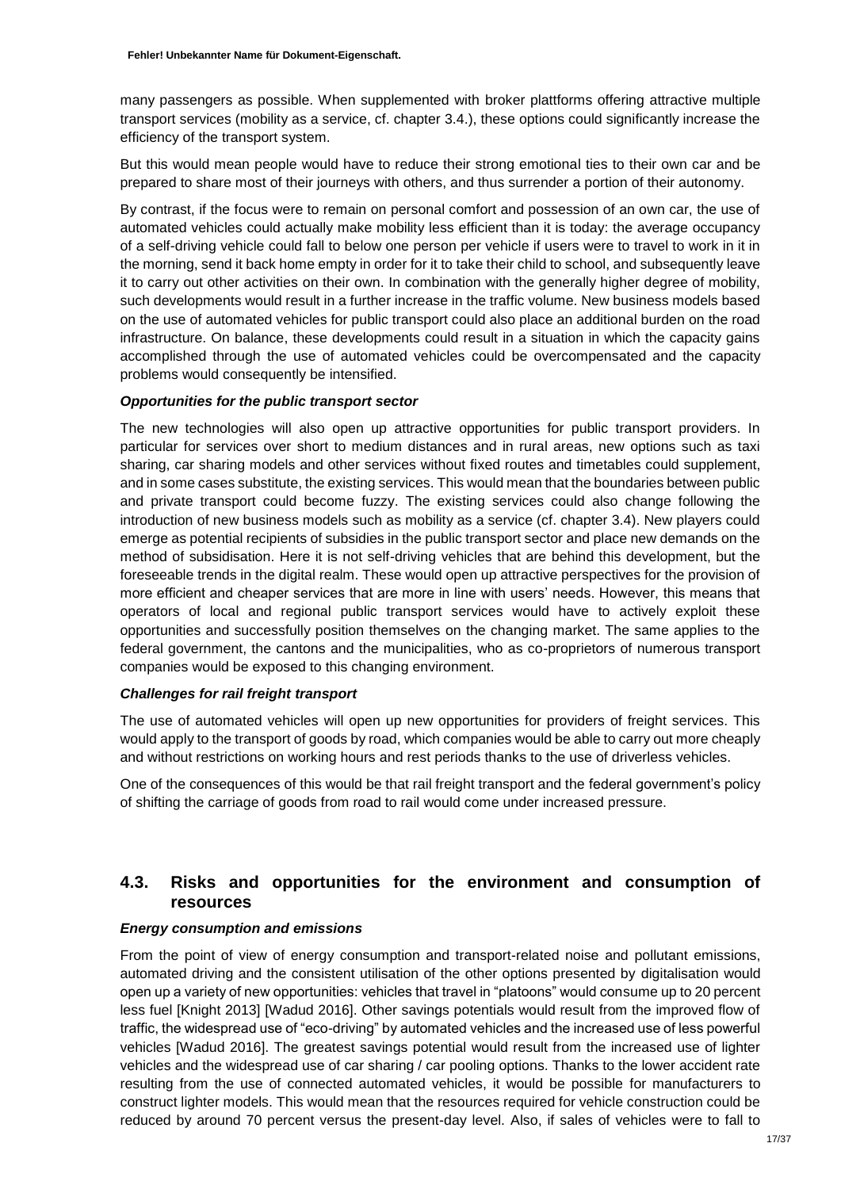many passengers as possible. When supplemented with broker plattforms offering attractive multiple transport services (mobility as a service, cf. chapter 3.4.), these options could significantly increase the efficiency of the transport system.

But this would mean people would have to reduce their strong emotional ties to their own car and be prepared to share most of their journeys with others, and thus surrender a portion of their autonomy.

By contrast, if the focus were to remain on personal comfort and possession of an own car, the use of automated vehicles could actually make mobility less efficient than it is today: the average occupancy of a self-driving vehicle could fall to below one person per vehicle if users were to travel to work in it in the morning, send it back home empty in order for it to take their child to school, and subsequently leave it to carry out other activities on their own. In combination with the generally higher degree of mobility, such developments would result in a further increase in the traffic volume. New business models based on the use of automated vehicles for public transport could also place an additional burden on the road infrastructure. On balance, these developments could result in a situation in which the capacity gains accomplished through the use of automated vehicles could be overcompensated and the capacity problems would consequently be intensified.

***Opportunities for the public transport sector***

The new technologies will also open up attractive opportunities for public transport providers. In particular for services over short to medium distances and in rural areas, new options such as taxi sharing, car sharing models and other services without fixed routes and timetables could supplement, and in some cases substitute, the existing services. This would mean that the boundaries between public and private transport could become fuzzy. The existing services could also change following the introduction of new business models such as mobility as a service (cf. chapter 3.4). New players could emerge as potential recipients of subsidies in the public transport sector and place new demands on the method of subsidisation. Here it is not self-driving vehicles that are behind this development, but the foreseeable trends in the digital realm. These would open up attractive perspectives for the provision of more efficient and cheaper services that are more in line with users' needs. However, this means that operators of local and regional public transport services would have to actively exploit these opportunities and successfully position themselves on the changing market. The same applies to the federal government, the cantons and the municipalities, who as co-proprietors of numerous transport companies would be exposed to this changing environment.

***Challenges for rail freight transport***

The use of automated vehicles will open up new opportunities for providers of freight services. This would apply to the transport of goods by road, which companies would be able to carry out more cheaply and without restrictions on working hours and rest periods thanks to the use of driverless vehicles.

One of the consequences of this would be that rail freight transport and the federal government's policy of shifting the carriage of goods from road to rail would come under increased pressure.

## 4.3. Risks and opportunities for the environment and consumption of resources

***Energy consumption and emissions***

From the point of view of energy consumption and transport-related noise and pollutant emissions, automated driving and the consistent utilisation of the other options presented by digitalisation would open up a variety of new opportunities: vehicles that travel in "platoons" would consume up to 20 percent less fuel [Knight 2013] [Wadud 2016]. Other savings potentials would result from the improved flow of traffic, the widespread use of "eco-driving" by automated vehicles and the increased use of less powerful vehicles [Wadud 2016]. The greatest savings potential would result from the increased use of lighter vehicles and the widespread use of car sharing / car pooling options. Thanks to the lower accident rate resulting from the use of connected automated vehicles, it would be possible for manufacturers to construct lighter models. This would mean that the resources required for vehicle construction could be reduced by around 70 percent versus the present-day level. Also, if sales of vehicles were to fall to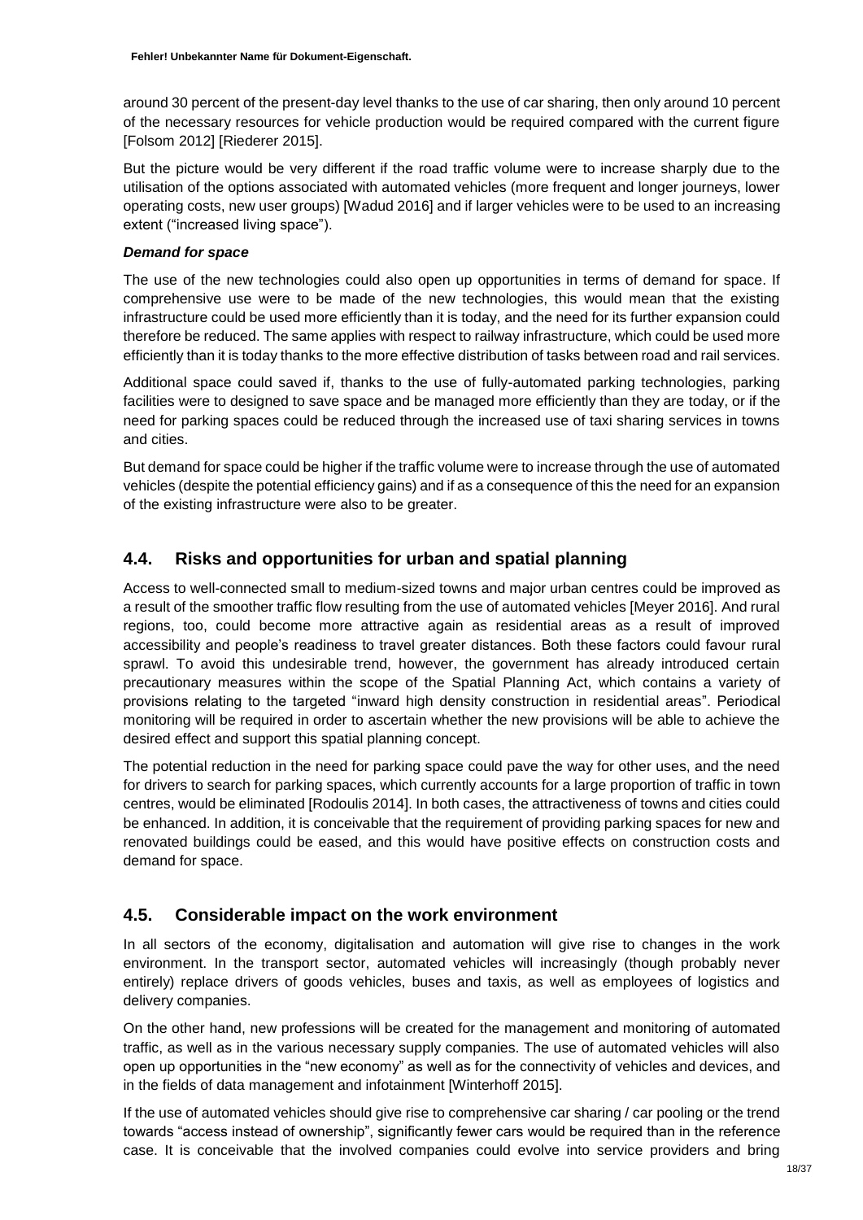around 30 percent of the present-day level thanks to the use of car sharing, then only around 10 percent of the necessary resources for vehicle production would be required compared with the current figure [Folsom 2012] [Riederer 2015].

But the picture would be very different if the road traffic volume were to increase sharply due to the utilisation of the options associated with automated vehicles (more frequent and longer journeys, lower operating costs, new user groups) [Wadud 2016] and if larger vehicles were to be used to an increasing extent ("increased living space").

***Demand for space***

The use of the new technologies could also open up opportunities in terms of demand for space. If comprehensive use were to be made of the new technologies, this would mean that the existing infrastructure could be used more efficiently than it is today, and the need for its further expansion could therefore be reduced. The same applies with respect to railway infrastructure, which could be used more efficiently than it is today thanks to the more effective distribution of tasks between road and rail services.

Additional space could saved if, thanks to the use of fully-automated parking technologies, parking facilities were to designed to save space and be managed more efficiently than they are today, or if the need for parking spaces could be reduced through the increased use of taxi sharing services in towns and cities.

But demand for space could be higher if the traffic volume were to increase through the use of automated vehicles (despite the potential efficiency gains) and if as a consequence of this the need for an expansion of the existing infrastructure were also to be greater.

## 4.4. Risks and opportunities for urban and spatial planning

Access to well-connected small to medium-sized towns and major urban centres could be improved as a result of the smoother traffic flow resulting from the use of automated vehicles [Meyer 2016]. And rural regions, too, could become more attractive again as residential areas as a result of improved accessibility and people's readiness to travel greater distances. Both these factors could favour rural sprawl. To avoid this undesirable trend, however, the government has already introduced certain precautionary measures within the scope of the Spatial Planning Act, which contains a variety of provisions relating to the targeted "inward high density construction in residential areas". Periodical monitoring will be required in order to ascertain whether the new provisions will be able to achieve the desired effect and support this spatial planning concept.

The potential reduction in the need for parking space could pave the way for other uses, and the need for drivers to search for parking spaces, which currently accounts for a large proportion of traffic in town centres, would be eliminated [Rodoulis 2014]. In both cases, the attractiveness of towns and cities could be enhanced. In addition, it is conceivable that the requirement of providing parking spaces for new and renovated buildings could be eased, and this would have positive effects on construction costs and demand for space.

## 4.5. Considerable impact on the work environment

In all sectors of the economy, digitalisation and automation will give rise to changes in the work environment. In the transport sector, automated vehicles will increasingly (though probably never entirely) replace drivers of goods vehicles, buses and taxis, as well as employees of logistics and delivery companies.

On the other hand, new professions will be created for the management and monitoring of automated traffic, as well as in the various necessary supply companies. The use of automated vehicles will also open up opportunities in the "new economy" as well as for the connectivity of vehicles and devices, and in the fields of data management and infotainment [Winterhoff 2015].

If the use of automated vehicles should give rise to comprehensive car sharing / car pooling or the trend towards "access instead of ownership", significantly fewer cars would be required than in the reference case. It is conceivable that the involved companies could evolve into service providers and bring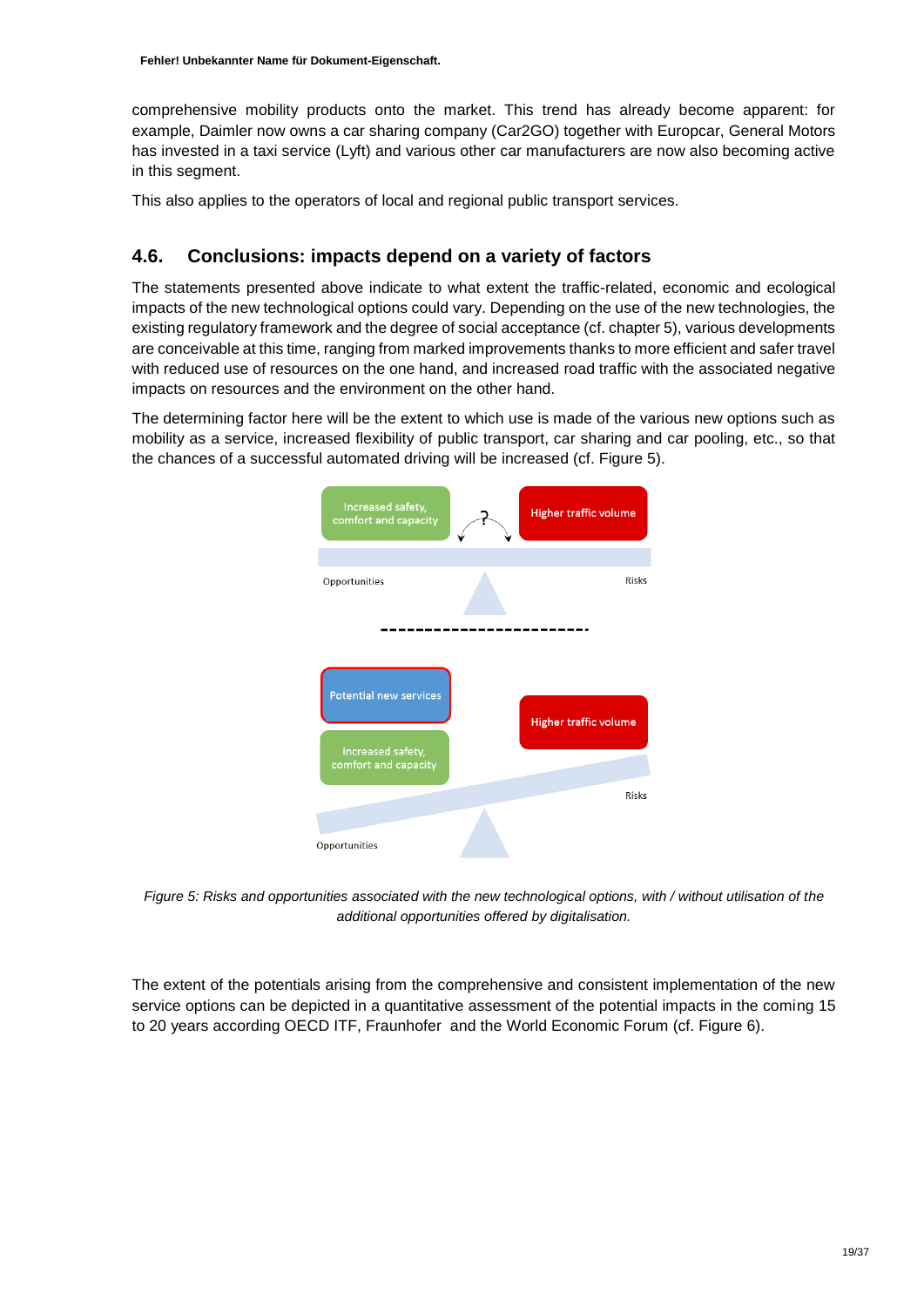comprehensive mobility products onto the market. This trend has already become apparent: for example, Daimler now owns a car sharing company (Car2GO) together with Europcar, General Motors has invested in a taxi service (Lyft) and various other car manufacturers are now also becoming active in this segment.

This also applies to the operators of local and regional public transport services.

## 4.6. Conclusions: impacts depend on a variety of factors

The statements presented above indicate to what extent the traffic-related, economic and ecological impacts of the new technological options could vary. Depending on the use of the new technologies, the existing regulatory framework and the degree of social acceptance (cf. chapter 5), various developments are conceivable at this time, ranging from marked improvements thanks to more efficient and safer travel with reduced use of resources on the one hand, and increased road traffic with the associated negative impacts on resources and the environment on the other hand.

The determining factor here will be the extent to which use is made of the various new options such as mobility as a service, increased flexibility of public transport, car sharing and car pooling, etc., so that the chances of a successful automated driving will be increased (cf. Figure 5).

Increased safety, comfort and capacity | ? | Higher traffic volume

Opportunities | Risks

Potential new services

Increased safety, comfort and capacity | Higher traffic volume

Opportunities | Risks

*Figure 5: Risks and opportunities associated with the new technological options, with / without utilisation of the additional opportunities offered by digitalisation.*

The extent of the potentials arising from the comprehensive and consistent implementation of the new service options can be depicted in a quantitative assessment of the potential impacts in the coming 15 to 20 years according OECD ITF, Fraunhofer and the World Economic Forum (cf. Figure 6).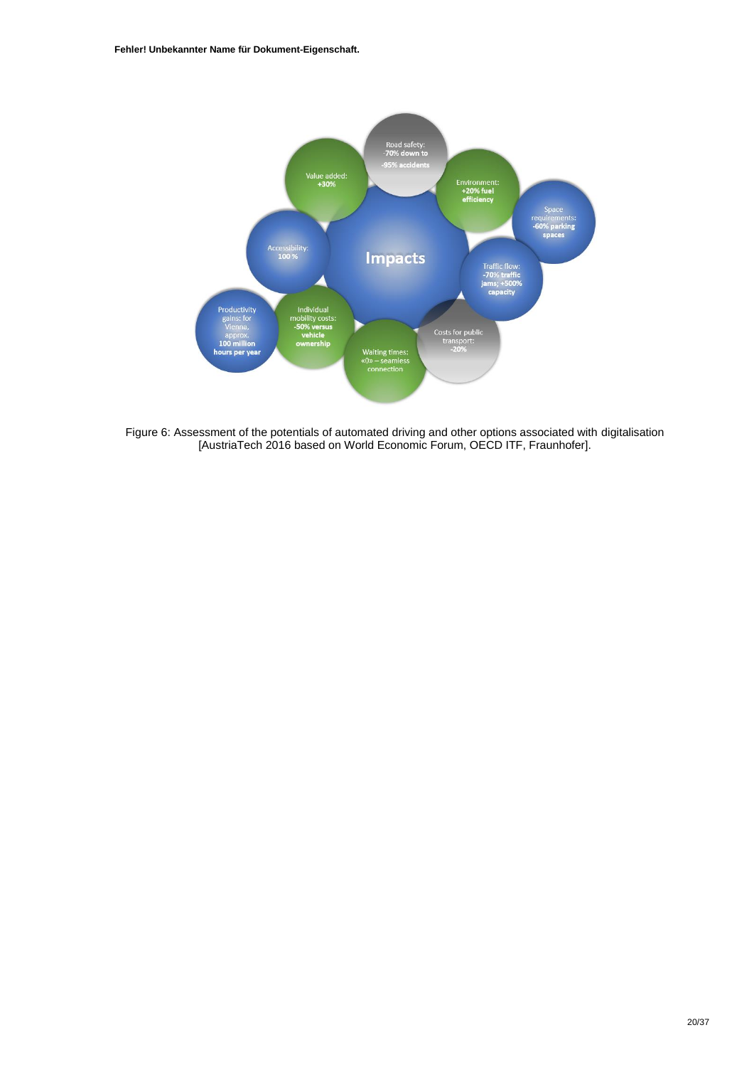Impacts

- Road safety: -70% down to -95% accidents
- Environment: +20% fuel efficiency
- Space requirements: -60% parking spaces
- Traffic flow: -70% traffic jams; +500% capacity
- Costs for public transport: -20%
- Waiting times: «0» – seamless connection
- Individual mobility costs: -50% versus vehicle ownership
- Productivity gains: for Vienna, approx. 100 million hours per year
- Accessibility: 100 %
- Value added: +30%

Figure 6: Assessment of the potentials of automated driving and other options associated with digitalisation [AustriaTech 2016 based on World Economic Forum, OECD ITF, Fraunhofer].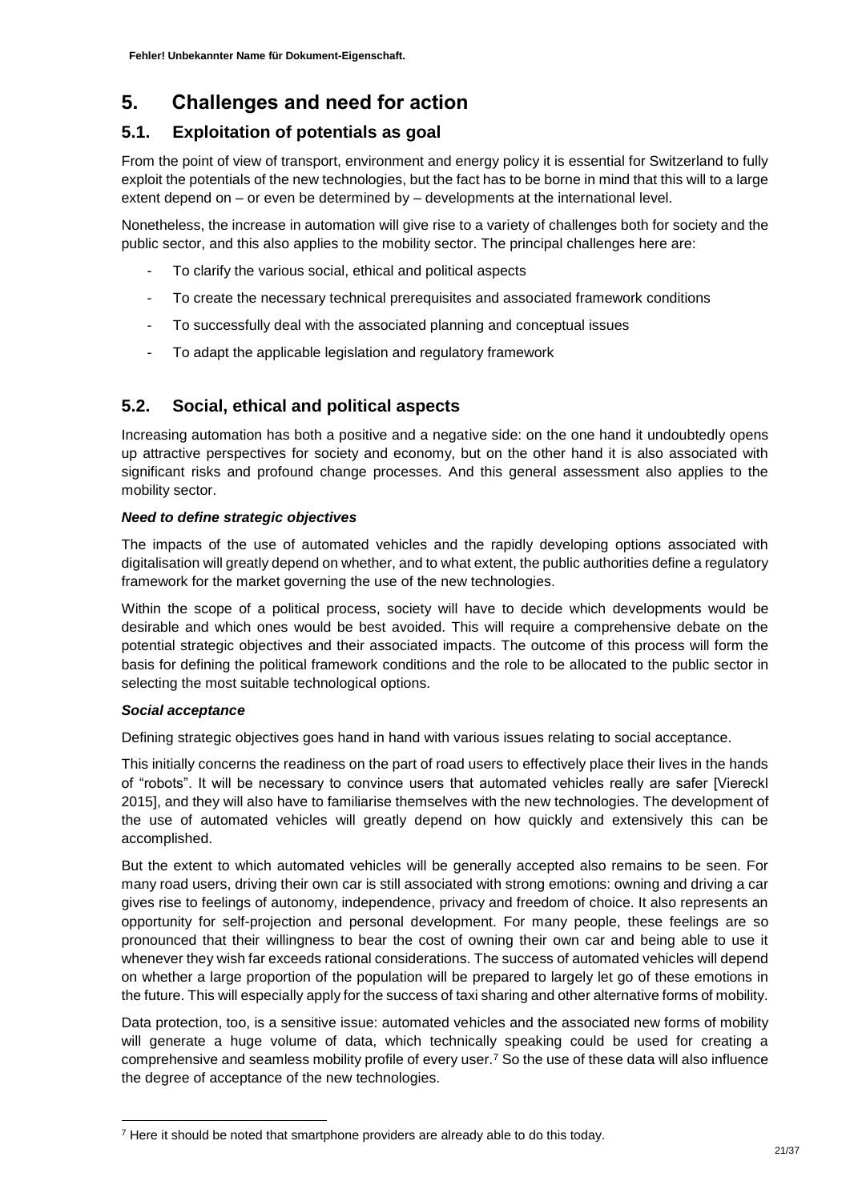# 5. Challenges and need for action

## 5.1. Exploitation of potentials as goal

From the point of view of transport, environment and energy policy it is essential for Switzerland to fully exploit the potentials of the new technologies, but the fact has to be borne in mind that this will to a large extent depend on – or even be determined by – developments at the international level.

Nonetheless, the increase in automation will give rise to a variety of challenges both for society and the public sector, and this also applies to the mobility sector. The principal challenges here are:

- To clarify the various social, ethical and political aspects
- To create the necessary technical prerequisites and associated framework conditions
- To successfully deal with the associated planning and conceptual issues
- To adapt the applicable legislation and regulatory framework

## 5.2. Social, ethical and political aspects

Increasing automation has both a positive and a negative side: on the one hand it undoubtedly opens up attractive perspectives for society and economy, but on the other hand it is also associated with significant risks and profound change processes. And this general assessment also applies to the mobility sector.

***Need to define strategic objectives***

The impacts of the use of automated vehicles and the rapidly developing options associated with digitalisation will greatly depend on whether, and to what extent, the public authorities define a regulatory framework for the market governing the use of the new technologies.

Within the scope of a political process, society will have to decide which developments would be desirable and which ones would be best avoided. This will require a comprehensive debate on the potential strategic objectives and their associated impacts. The outcome of this process will form the basis for defining the political framework conditions and the role to be allocated to the public sector in selecting the most suitable technological options.

***Social acceptance***

Defining strategic objectives goes hand in hand with various issues relating to social acceptance.

This initially concerns the readiness on the part of road users to effectively place their lives in the hands of "robots". It will be necessary to convince users that automated vehicles really are safer [Viereckl 2015], and they will also have to familiarise themselves with the new technologies. The development of the use of automated vehicles will greatly depend on how quickly and extensively this can be accomplished.

But the extent to which automated vehicles will be generally accepted also remains to be seen. For many road users, driving their own car is still associated with strong emotions: owning and driving a car gives rise to feelings of autonomy, independence, privacy and freedom of choice. It also represents an opportunity for self-projection and personal development. For many people, these feelings are so pronounced that their willingness to bear the cost of owning their own car and being able to use it whenever they wish far exceeds rational considerations. The success of automated vehicles will depend on whether a large proportion of the population will be prepared to largely let go of these emotions in the future. This will especially apply for the success of taxi sharing and other alternative forms of mobility.

Data protection, too, is a sensitive issue: automated vehicles and the associated new forms of mobility will generate a huge volume of data, which technically speaking could be used for creating a comprehensive and seamless mobility profile of every user.[7] So the use of these data will also influence the degree of acceptance of the new technologies.

---

[7] Here it should be noted that smartphone providers are already able to do this today.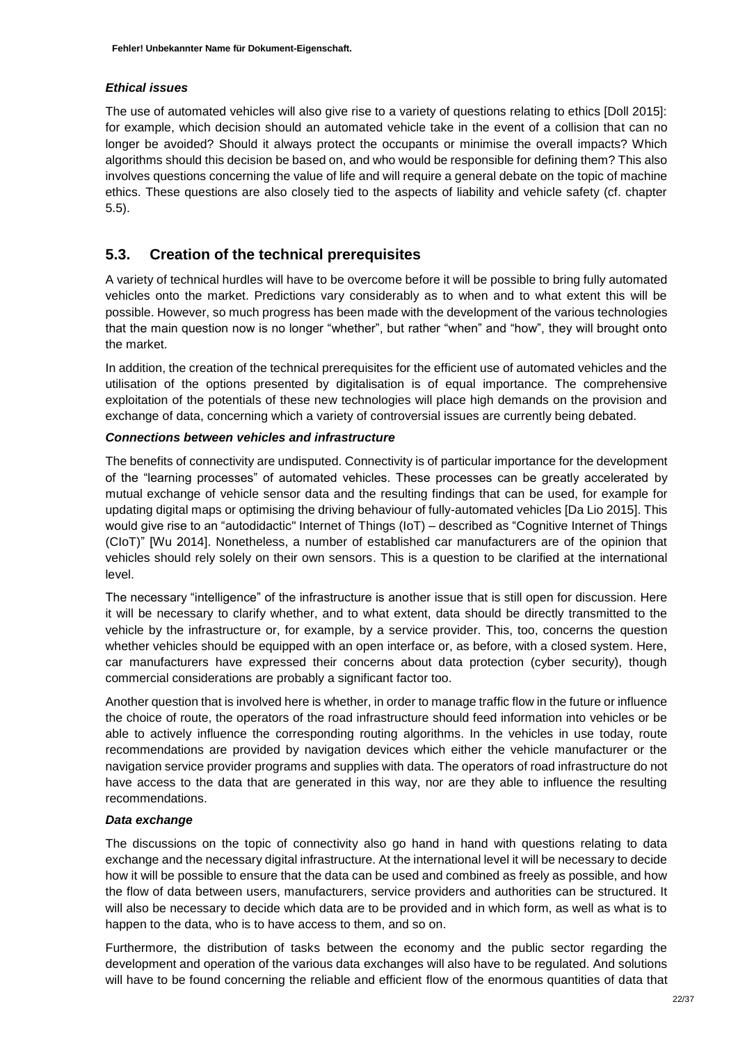***Ethical issues***

The use of automated vehicles will also give rise to a variety of questions relating to ethics [Doll 2015]: for example, which decision should an automated vehicle take in the event of a collision that can no longer be avoided? Should it always protect the occupants or minimise the overall impacts? Which algorithms should this decision be based on, and who would be responsible for defining them? This also involves questions concerning the value of life and will require a general debate on the topic of machine ethics. These questions are also closely tied to the aspects of liability and vehicle safety (cf. chapter 5.5).

## 5.3. Creation of the technical prerequisites

A variety of technical hurdles will have to be overcome before it will be possible to bring fully automated vehicles onto the market. Predictions vary considerably as to when and to what extent this will be possible. However, so much progress has been made with the development of the various technologies that the main question now is no longer "whether", but rather "when" and "how", they will brought onto the market.

In addition, the creation of the technical prerequisites for the efficient use of automated vehicles and the utilisation of the options presented by digitalisation is of equal importance. The comprehensive exploitation of the potentials of these new technologies will place high demands on the provision and exchange of data, concerning which a variety of controversial issues are currently being debated.

***Connections between vehicles and infrastructure***

The benefits of connectivity are undisputed. Connectivity is of particular importance for the development of the "learning processes" of automated vehicles. These processes can be greatly accelerated by mutual exchange of vehicle sensor data and the resulting findings that can be used, for example for updating digital maps or optimising the driving behaviour of fully-automated vehicles [Da Lio 2015]. This would give rise to an "autodidactic" Internet of Things (IoT) – described as "Cognitive Internet of Things (CIoT)" [Wu 2014]. Nonetheless, a number of established car manufacturers are of the opinion that vehicles should rely solely on their own sensors. This is a question to be clarified at the international level.

The necessary "intelligence" of the infrastructure is another issue that is still open for discussion. Here it will be necessary to clarify whether, and to what extent, data should be directly transmitted to the vehicle by the infrastructure or, for example, by a service provider. This, too, concerns the question whether vehicles should be equipped with an open interface or, as before, with a closed system. Here, car manufacturers have expressed their concerns about data protection (cyber security), though commercial considerations are probably a significant factor too.

Another question that is involved here is whether, in order to manage traffic flow in the future or influence the choice of route, the operators of the road infrastructure should feed information into vehicles or be able to actively influence the corresponding routing algorithms. In the vehicles in use today, route recommendations are provided by navigation devices which either the vehicle manufacturer or the navigation service provider programs and supplies with data. The operators of road infrastructure do not have access to the data that are generated in this way, nor are they able to influence the resulting recommendations.

***Data exchange***

The discussions on the topic of connectivity also go hand in hand with questions relating to data exchange and the necessary digital infrastructure. At the international level it will be necessary to decide how it will be possible to ensure that the data can be used and combined as freely as possible, and how the flow of data between users, manufacturers, service providers and authorities can be structured. It will also be necessary to decide which data are to be provided and in which form, as well as what is to happen to the data, who is to have access to them, and so on.

Furthermore, the distribution of tasks between the economy and the public sector regarding the development and operation of the various data exchanges will also have to be regulated. And solutions will have to be found concerning the reliable and efficient flow of the enormous quantities of data that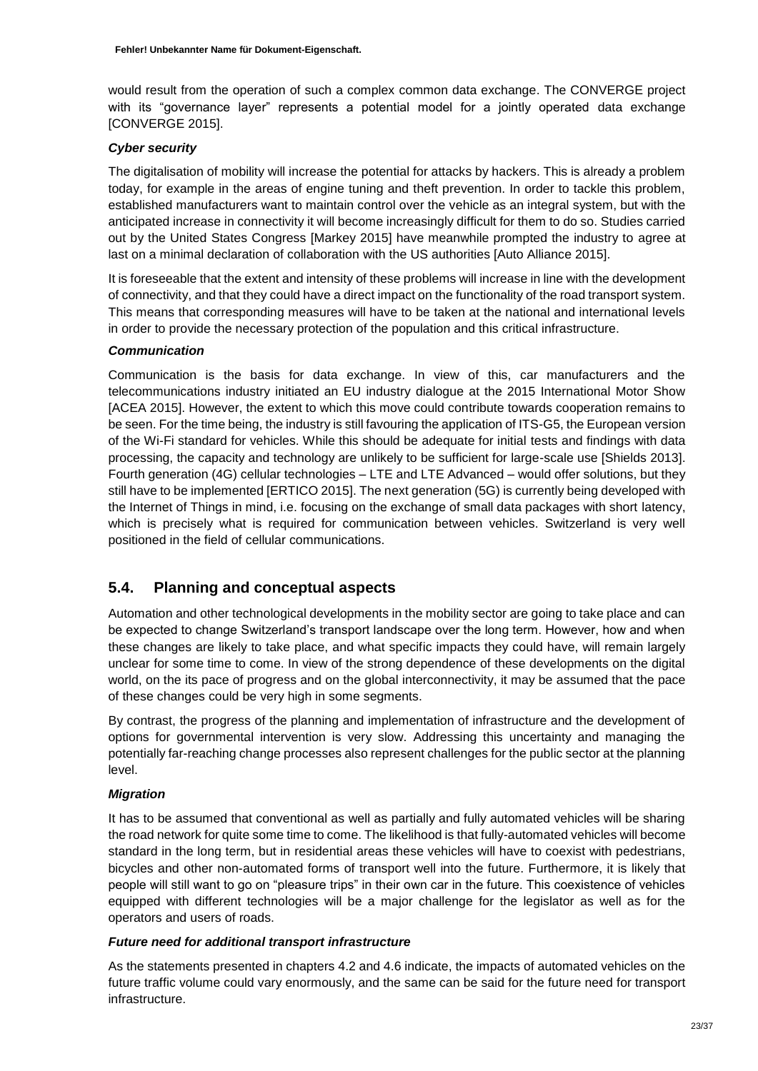would result from the operation of such a complex common data exchange. The CONVERGE project with its "governance layer" represents a potential model for a jointly operated data exchange [CONVERGE 2015].

***Cyber security***

The digitalisation of mobility will increase the potential for attacks by hackers. This is already a problem today, for example in the areas of engine tuning and theft prevention. In order to tackle this problem, established manufacturers want to maintain control over the vehicle as an integral system, but with the anticipated increase in connectivity it will become increasingly difficult for them to do so. Studies carried out by the United States Congress [Markey 2015] have meanwhile prompted the industry to agree at last on a minimal declaration of collaboration with the US authorities [Auto Alliance 2015].

It is foreseeable that the extent and intensity of these problems will increase in line with the development of connectivity, and that they could have a direct impact on the functionality of the road transport system. This means that corresponding measures will have to be taken at the national and international levels in order to provide the necessary protection of the population and this critical infrastructure.

***Communication***

Communication is the basis for data exchange. In view of this, car manufacturers and the telecommunications industry initiated an EU industry dialogue at the 2015 International Motor Show [ACEA 2015]. However, the extent to which this move could contribute towards cooperation remains to be seen. For the time being, the industry is still favouring the application of ITS-G5, the European version of the Wi-Fi standard for vehicles. While this should be adequate for initial tests and findings with data processing, the capacity and technology are unlikely to be sufficient for large-scale use [Shields 2013]. Fourth generation (4G) cellular technologies – LTE and LTE Advanced – would offer solutions, but they still have to be implemented [ERTICO 2015]. The next generation (5G) is currently being developed with the Internet of Things in mind, i.e. focusing on the exchange of small data packages with short latency, which is precisely what is required for communication between vehicles. Switzerland is very well positioned in the field of cellular communications.

## 5.4. Planning and conceptual aspects

Automation and other technological developments in the mobility sector are going to take place and can be expected to change Switzerland's transport landscape over the long term. However, how and when these changes are likely to take place, and what specific impacts they could have, will remain largely unclear for some time to come. In view of the strong dependence of these developments on the digital world, on the its pace of progress and on the global interconnectivity, it may be assumed that the pace of these changes could be very high in some segments.

By contrast, the progress of the planning and implementation of infrastructure and the development of options for governmental intervention is very slow. Addressing this uncertainty and managing the potentially far-reaching change processes also represent challenges for the public sector at the planning level.

***Migration***

It has to be assumed that conventional as well as partially and fully automated vehicles will be sharing the road network for quite some time to come. The likelihood is that fully-automated vehicles will become standard in the long term, but in residential areas these vehicles will have to coexist with pedestrians, bicycles and other non-automated forms of transport well into the future. Furthermore, it is likely that people will still want to go on "pleasure trips" in their own car in the future. This coexistence of vehicles equipped with different technologies will be a major challenge for the legislator as well as for the operators and users of roads.

***Future need for additional transport infrastructure***

As the statements presented in chapters 4.2 and 4.6 indicate, the impacts of automated vehicles on the future traffic volume could vary enormously, and the same can be said for the future need for transport infrastructure.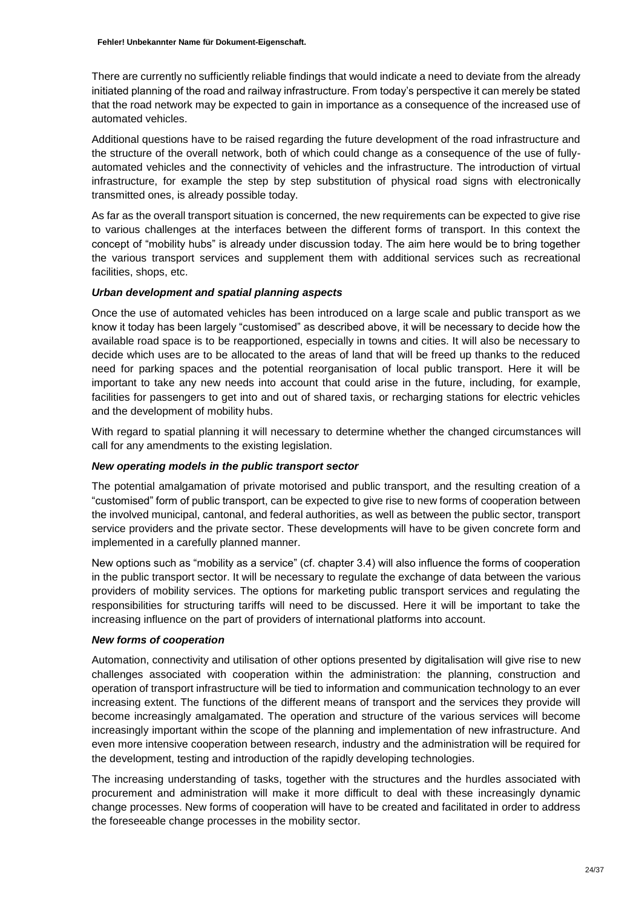There are currently no sufficiently reliable findings that would indicate a need to deviate from the already initiated planning of the road and railway infrastructure. From today's perspective it can merely be stated that the road network may be expected to gain in importance as a consequence of the increased use of automated vehicles.

Additional questions have to be raised regarding the future development of the road infrastructure and the structure of the overall network, both of which could change as a consequence of the use of fully-automated vehicles and the connectivity of vehicles and the infrastructure. The introduction of virtual infrastructure, for example the step by step substitution of physical road signs with electronically transmitted ones, is already possible today.

As far as the overall transport situation is concerned, the new requirements can be expected to give rise to various challenges at the interfaces between the different forms of transport. In this context the concept of "mobility hubs" is already under discussion today. The aim here would be to bring together the various transport services and supplement them with additional services such as recreational facilities, shops, etc.

***Urban development and spatial planning aspects***

Once the use of automated vehicles has been introduced on a large scale and public transport as we know it today has been largely "customised" as described above, it will be necessary to decide how the available road space is to be reapportioned, especially in towns and cities. It will also be necessary to decide which uses are to be allocated to the areas of land that will be freed up thanks to the reduced need for parking spaces and the potential reorganisation of local public transport. Here it will be important to take any new needs into account that could arise in the future, including, for example, facilities for passengers to get into and out of shared taxis, or recharging stations for electric vehicles and the development of mobility hubs.

With regard to spatial planning it will necessary to determine whether the changed circumstances will call for any amendments to the existing legislation.

***New operating models in the public transport sector***

The potential amalgamation of private motorised and public transport, and the resulting creation of a "customised" form of public transport, can be expected to give rise to new forms of cooperation between the involved municipal, cantonal, and federal authorities, as well as between the public sector, transport service providers and the private sector. These developments will have to be given concrete form and implemented in a carefully planned manner.

New options such as "mobility as a service" (cf. chapter 3.4) will also influence the forms of cooperation in the public transport sector. It will be necessary to regulate the exchange of data between the various providers of mobility services. The options for marketing public transport services and regulating the responsibilities for structuring tariffs will need to be discussed. Here it will be important to take the increasing influence on the part of providers of international platforms into account.

***New forms of cooperation***

Automation, connectivity and utilisation of other options presented by digitalisation will give rise to new challenges associated with cooperation within the administration: the planning, construction and operation of transport infrastructure will be tied to information and communication technology to an ever increasing extent. The functions of the different means of transport and the services they provide will become increasingly amalgamated. The operation and structure of the various services will become increasingly important within the scope of the planning and implementation of new infrastructure. And even more intensive cooperation between research, industry and the administration will be required for the development, testing and introduction of the rapidly developing technologies.

The increasing understanding of tasks, together with the structures and the hurdles associated with procurement and administration will make it more difficult to deal with these increasingly dynamic change processes. New forms of cooperation will have to be created and facilitated in order to address the foreseeable change processes in the mobility sector.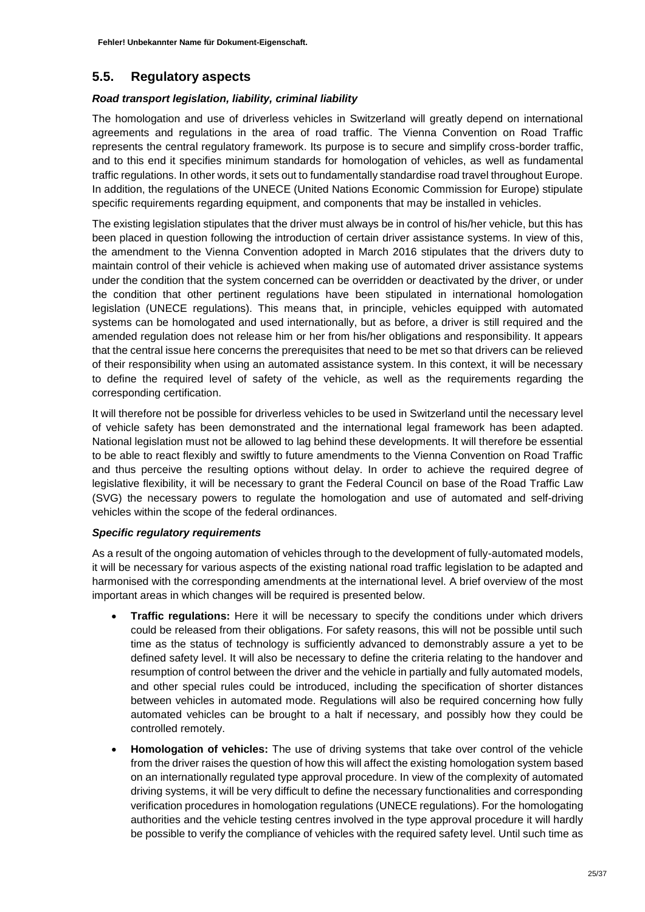## 5.5. Regulatory aspects

***Road transport legislation, liability, criminal liability***

The homologation and use of driverless vehicles in Switzerland will greatly depend on international agreements and regulations in the area of road traffic. The Vienna Convention on Road Traffic represents the central regulatory framework. Its purpose is to secure and simplify cross-border traffic, and to this end it specifies minimum standards for homologation of vehicles, as well as fundamental traffic regulations. In other words, it sets out to fundamentally standardise road travel throughout Europe. In addition, the regulations of the UNECE (United Nations Economic Commission for Europe) stipulate specific requirements regarding equipment, and components that may be installed in vehicles.

The existing legislation stipulates that the driver must always be in control of his/her vehicle, but this has been placed in question following the introduction of certain driver assistance systems. In view of this, the amendment to the Vienna Convention adopted in March 2016 stipulates that the drivers duty to maintain control of their vehicle is achieved when making use of automated driver assistance systems under the condition that the system concerned can be overridden or deactivated by the driver, or under the condition that other pertinent regulations have been stipulated in international homologation legislation (UNECE regulations). This means that, in principle, vehicles equipped with automated systems can be homologated and used internationally, but as before, a driver is still required and the amended regulation does not release him or her from his/her obligations and responsibility. It appears that the central issue here concerns the prerequisites that need to be met so that drivers can be relieved of their responsibility when using an automated assistance system. In this context, it will be necessary to define the required level of safety of the vehicle, as well as the requirements regarding the corresponding certification.

It will therefore not be possible for driverless vehicles to be used in Switzerland until the necessary level of vehicle safety has been demonstrated and the international legal framework has been adapted. National legislation must not be allowed to lag behind these developments. It will therefore be essential to be able to react flexibly and swiftly to future amendments to the Vienna Convention on Road Traffic and thus perceive the resulting options without delay. In order to achieve the required degree of legislative flexibility, it will be necessary to grant the Federal Council on base of the Road Traffic Law (SVG) the necessary powers to regulate the homologation and use of automated and self-driving vehicles within the scope of the federal ordinances.

***Specific regulatory requirements***

As a result of the ongoing automation of vehicles through to the development of fully-automated models, it will be necessary for various aspects of the existing national road traffic legislation to be adapted and harmonised with the corresponding amendments at the international level. A brief overview of the most important areas in which changes will be required is presented below.

- **Traffic regulations:** Here it will be necessary to specify the conditions under which drivers could be released from their obligations. For safety reasons, this will not be possible until such time as the status of technology is sufficiently advanced to demonstrably assure a yet to be defined safety level. It will also be necessary to define the criteria relating to the handover and resumption of control between the driver and the vehicle in partially and fully automated models, and other special rules could be introduced, including the specification of shorter distances between vehicles in automated mode. Regulations will also be required concerning how fully automated vehicles can be brought to a halt if necessary, and possibly how they could be controlled remotely.
- **Homologation of vehicles:** The use of driving systems that take over control of the vehicle from the driver raises the question of how this will affect the existing homologation system based on an internationally regulated type approval procedure. In view of the complexity of automated driving systems, it will be very difficult to define the necessary functionalities and corresponding verification procedures in homologation regulations (UNECE regulations). For the homologating authorities and the vehicle testing centres involved in the type approval procedure it will hardly be possible to verify the compliance of vehicles with the required safety level. Until such time as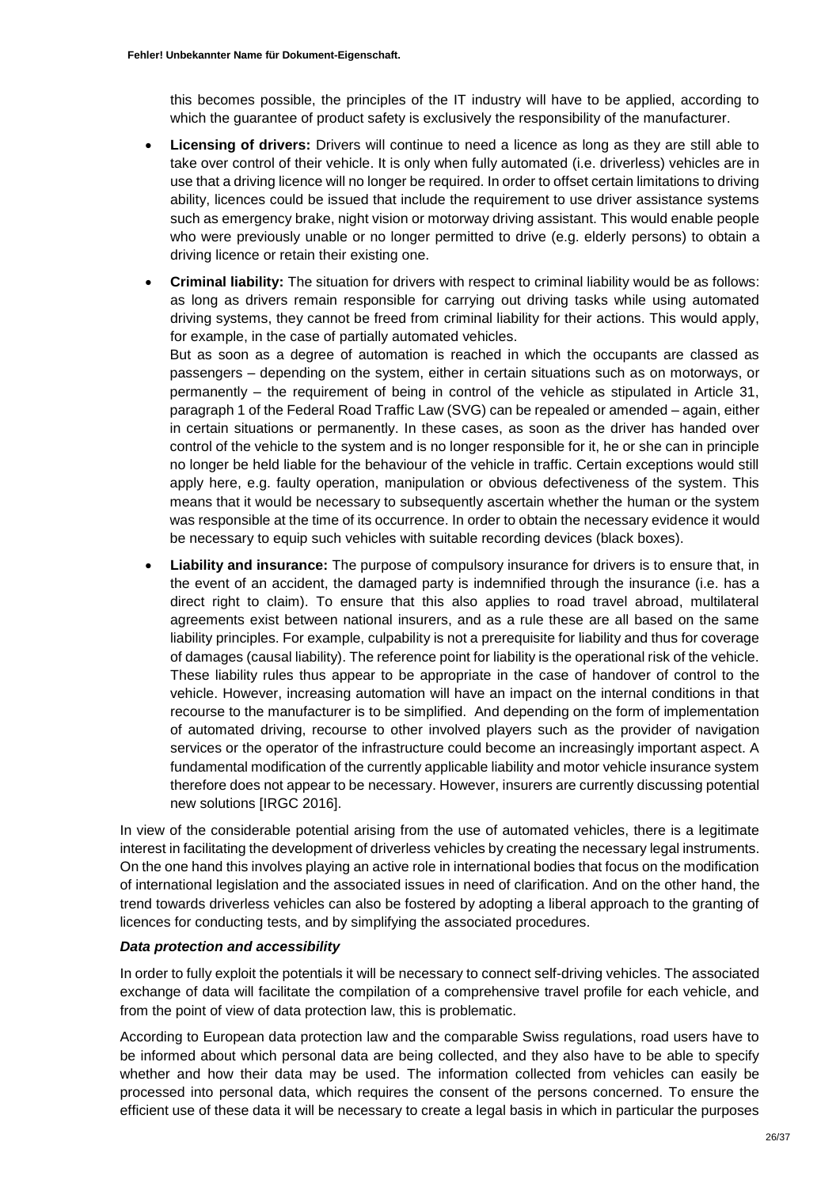this becomes possible, the principles of the IT industry will have to be applied, according to which the guarantee of product safety is exclusively the responsibility of the manufacturer.

- **Licensing of drivers:** Drivers will continue to need a licence as long as they are still able to take over control of their vehicle. It is only when fully automated (i.e. driverless) vehicles are in use that a driving licence will no longer be required. In order to offset certain limitations to driving ability, licences could be issued that include the requirement to use driver assistance systems such as emergency brake, night vision or motorway driving assistant. This would enable people who were previously unable or no longer permitted to drive (e.g. elderly persons) to obtain a driving licence or retain their existing one.
- **Criminal liability:** The situation for drivers with respect to criminal liability would be as follows: as long as drivers remain responsible for carrying out driving tasks while using automated driving systems, they cannot be freed from criminal liability for their actions. This would apply, for example, in the case of partially automated vehicles.
  But as soon as a degree of automation is reached in which the occupants are classed as passengers – depending on the system, either in certain situations such as on motorways, or permanently – the requirement of being in control of the vehicle as stipulated in Article 31, paragraph 1 of the Federal Road Traffic Law (SVG) can be repealed or amended – again, either in certain situations or permanently. In these cases, as soon as the driver has handed over control of the vehicle to the system and is no longer responsible for it, he or she can in principle no longer be held liable for the behaviour of the vehicle in traffic. Certain exceptions would still apply here, e.g. faulty operation, manipulation or obvious defectiveness of the system. This means that it would be necessary to subsequently ascertain whether the human or the system was responsible at the time of its occurrence. In order to obtain the necessary evidence it would be necessary to equip such vehicles with suitable recording devices (black boxes).
- **Liability and insurance:** The purpose of compulsory insurance for drivers is to ensure that, in the event of an accident, the damaged party is indemnified through the insurance (i.e. has a direct right to claim). To ensure that this also applies to road travel abroad, multilateral agreements exist between national insurers, and as a rule these are all based on the same liability principles. For example, culpability is not a prerequisite for liability and thus for coverage of damages (causal liability). The reference point for liability is the operational risk of the vehicle. These liability rules thus appear to be appropriate in the case of handover of control to the vehicle. However, increasing automation will have an impact on the internal conditions in that recourse to the manufacturer is to be simplified. And depending on the form of implementation of automated driving, recourse to other involved players such as the provider of navigation services or the operator of the infrastructure could become an increasingly important aspect. A fundamental modification of the currently applicable liability and motor vehicle insurance system therefore does not appear to be necessary. However, insurers are currently discussing potential new solutions [IRGC 2016].

In view of the considerable potential arising from the use of automated vehicles, there is a legitimate interest in facilitating the development of driverless vehicles by creating the necessary legal instruments. On the one hand this involves playing an active role in international bodies that focus on the modification of international legislation and the associated issues in need of clarification. And on the other hand, the trend towards driverless vehicles can also be fostered by adopting a liberal approach to the granting of licences for conducting tests, and by simplifying the associated procedures.

***Data protection and accessibility***

In order to fully exploit the potentials it will be necessary to connect self-driving vehicles. The associated exchange of data will facilitate the compilation of a comprehensive travel profile for each vehicle, and from the point of view of data protection law, this is problematic.

According to European data protection law and the comparable Swiss regulations, road users have to be informed about which personal data are being collected, and they also have to be able to specify whether and how their data may be used. The information collected from vehicles can easily be processed into personal data, which requires the consent of the persons concerned. To ensure the efficient use of these data it will be necessary to create a legal basis in which in particular the purposes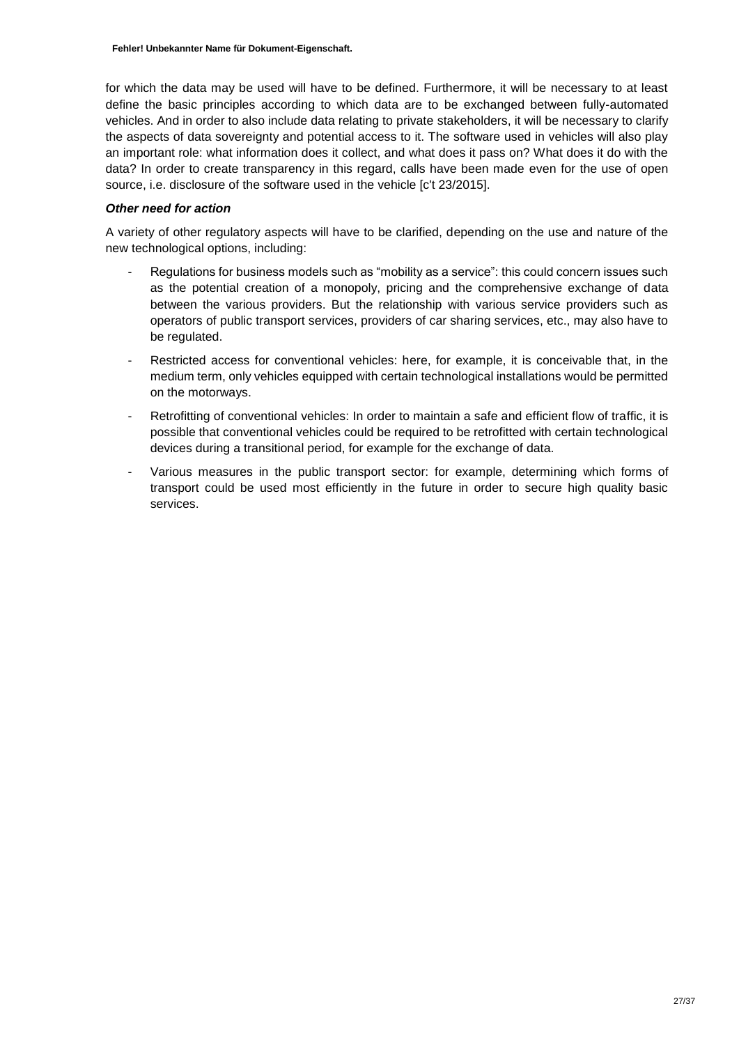for which the data may be used will have to be defined. Furthermore, it will be necessary to at least define the basic principles according to which data are to be exchanged between fully-automated vehicles. And in order to also include data relating to private stakeholders, it will be necessary to clarify the aspects of data sovereignty and potential access to it. The software used in vehicles will also play an important role: what information does it collect, and what does it pass on? What does it do with the data? In order to create transparency in this regard, calls have been made even for the use of open source, i.e. disclosure of the software used in the vehicle [c't 23/2015].

***Other need for action***

A variety of other regulatory aspects will have to be clarified, depending on the use and nature of the new technological options, including:

- Regulations for business models such as "mobility as a service": this could concern issues such as the potential creation of a monopoly, pricing and the comprehensive exchange of data between the various providers. But the relationship with various service providers such as operators of public transport services, providers of car sharing services, etc., may also have to be regulated.
- Restricted access for conventional vehicles: here, for example, it is conceivable that, in the medium term, only vehicles equipped with certain technological installations would be permitted on the motorways.
- Retrofitting of conventional vehicles: In order to maintain a safe and efficient flow of traffic, it is possible that conventional vehicles could be required to be retrofitted with certain technological devices during a transitional period, for example for the exchange of data.
- Various measures in the public transport sector: for example, determining which forms of transport could be used most efficiently in the future in order to secure high quality basic services.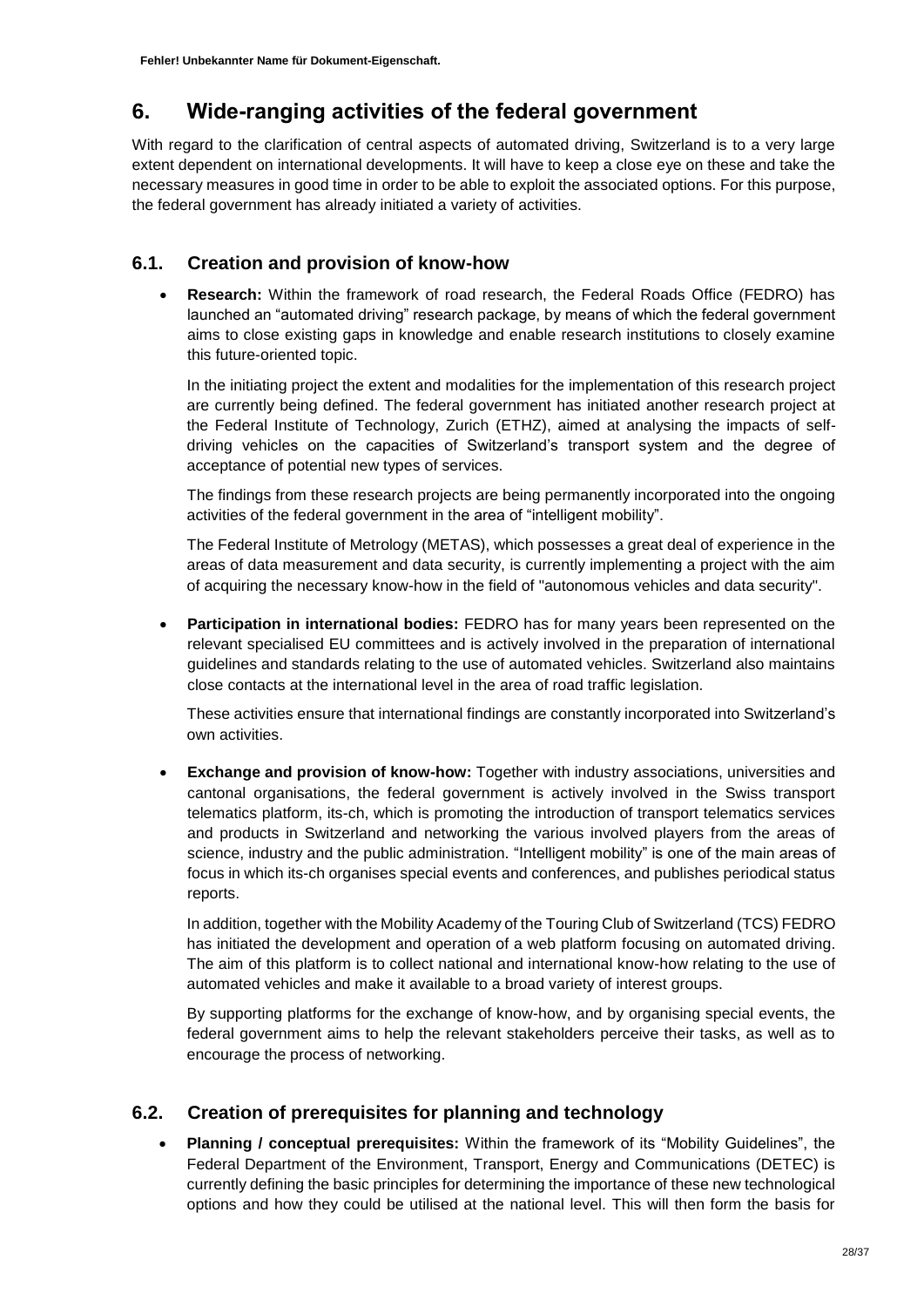# 6. Wide-ranging activities of the federal government

With regard to the clarification of central aspects of automated driving, Switzerland is to a very large extent dependent on international developments. It will have to keep a close eye on these and take the necessary measures in good time in order to be able to exploit the associated options. For this purpose, the federal government has already initiated a variety of activities.

## 6.1. Creation and provision of know-how

- **Research:** Within the framework of road research, the Federal Roads Office (FEDRO) has launched an "automated driving" research package, by means of which the federal government aims to close existing gaps in knowledge and enable research institutions to closely examine this future-oriented topic.

  In the initiating project the extent and modalities for the implementation of this research project are currently being defined. The federal government has initiated another research project at the Federal Institute of Technology, Zurich (ETHZ), aimed at analysing the impacts of self-driving vehicles on the capacities of Switzerland's transport system and the degree of acceptance of potential new types of services.

  The findings from these research projects are being permanently incorporated into the ongoing activities of the federal government in the area of "intelligent mobility".

  The Federal Institute of Metrology (METAS), which possesses a great deal of experience in the areas of data measurement and data security, is currently implementing a project with the aim of acquiring the necessary know-how in the field of "autonomous vehicles and data security".

- **Participation in international bodies:** FEDRO has for many years been represented on the relevant specialised EU committees and is actively involved in the preparation of international guidelines and standards relating to the use of automated vehicles. Switzerland also maintains close contacts at the international level in the area of road traffic legislation.

  These activities ensure that international findings are constantly incorporated into Switzerland's own activities.

- **Exchange and provision of know-how:** Together with industry associations, universities and cantonal organisations, the federal government is actively involved in the Swiss transport telematics platform, its-ch, which is promoting the introduction of transport telematics services and products in Switzerland and networking the various involved players from the areas of science, industry and the public administration. "Intelligent mobility" is one of the main areas of focus in which its-ch organises special events and conferences, and publishes periodical status reports.

  In addition, together with the Mobility Academy of the Touring Club of Switzerland (TCS) FEDRO has initiated the development and operation of a web platform focusing on automated driving. The aim of this platform is to collect national and international know-how relating to the use of automated vehicles and make it available to a broad variety of interest groups.

  By supporting platforms for the exchange of know-how, and by organising special events, the federal government aims to help the relevant stakeholders perceive their tasks, as well as to encourage the process of networking.

## 6.2. Creation of prerequisites for planning and technology

- **Planning / conceptual prerequisites:** Within the framework of its "Mobility Guidelines", the Federal Department of the Environment, Transport, Energy and Communications (DETEC) is currently defining the basic principles for determining the importance of these new technological options and how they could be utilised at the national level. This will then form the basis for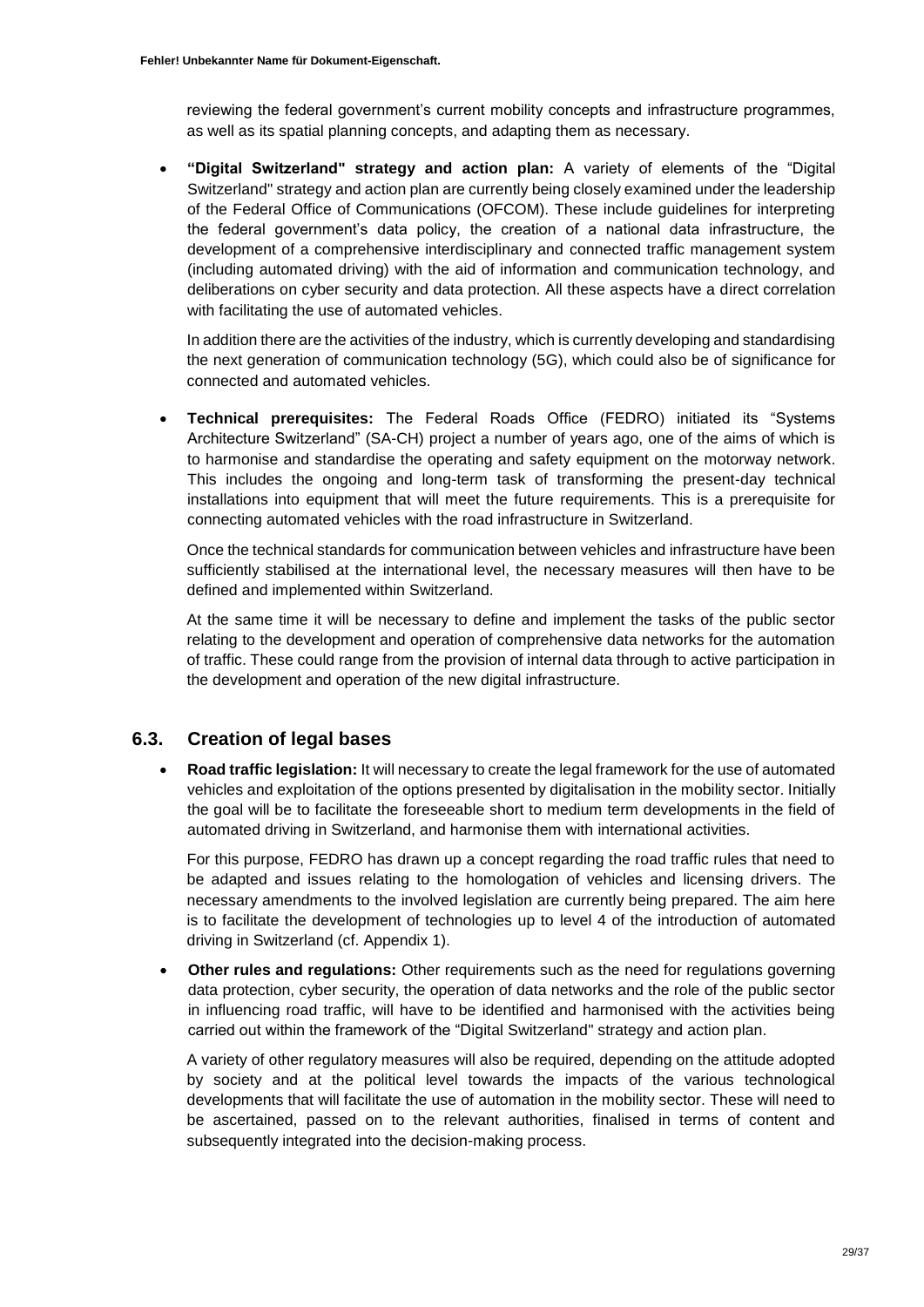reviewing the federal government's current mobility concepts and infrastructure programmes, as well as its spatial planning concepts, and adapting them as necessary.

- **"Digital Switzerland" strategy and action plan:** A variety of elements of the "Digital Switzerland" strategy and action plan are currently being closely examined under the leadership of the Federal Office of Communications (OFCOM). These include guidelines for interpreting the federal government's data policy, the creation of a national data infrastructure, the development of a comprehensive interdisciplinary and connected traffic management system (including automated driving) with the aid of information and communication technology, and deliberations on cyber security and data protection. All these aspects have a direct correlation with facilitating the use of automated vehicles.

  In addition there are the activities of the industry, which is currently developing and standardising the next generation of communication technology (5G), which could also be of significance for connected and automated vehicles.

- **Technical prerequisites:** The Federal Roads Office (FEDRO) initiated its "Systems Architecture Switzerland" (SA-CH) project a number of years ago, one of the aims of which is to harmonise and standardise the operating and safety equipment on the motorway network. This includes the ongoing and long-term task of transforming the present-day technical installations into equipment that will meet the future requirements. This is a prerequisite for connecting automated vehicles with the road infrastructure in Switzerland.

  Once the technical standards for communication between vehicles and infrastructure have been sufficiently stabilised at the international level, the necessary measures will then have to be defined and implemented within Switzerland.

  At the same time it will be necessary to define and implement the tasks of the public sector relating to the development and operation of comprehensive data networks for the automation of traffic. These could range from the provision of internal data through to active participation in the development and operation of the new digital infrastructure.

## 6.3. Creation of legal bases

- **Road traffic legislation:** It will necessary to create the legal framework for the use of automated vehicles and exploitation of the options presented by digitalisation in the mobility sector. Initially the goal will be to facilitate the foreseeable short to medium term developments in the field of automated driving in Switzerland, and harmonise them with international activities.

  For this purpose, FEDRO has drawn up a concept regarding the road traffic rules that need to be adapted and issues relating to the homologation of vehicles and licensing drivers. The necessary amendments to the involved legislation are currently being prepared. The aim here is to facilitate the development of technologies up to level 4 of the introduction of automated driving in Switzerland (cf. Appendix 1).

- **Other rules and regulations:** Other requirements such as the need for regulations governing data protection, cyber security, the operation of data networks and the role of the public sector in influencing road traffic, will have to be identified and harmonised with the activities being carried out within the framework of the "Digital Switzerland" strategy and action plan.

  A variety of other regulatory measures will also be required, depending on the attitude adopted by society and at the political level towards the impacts of the various technological developments that will facilitate the use of automation in the mobility sector. These will need to be ascertained, passed on to the relevant authorities, finalised in terms of content and subsequently integrated into the decision-making process.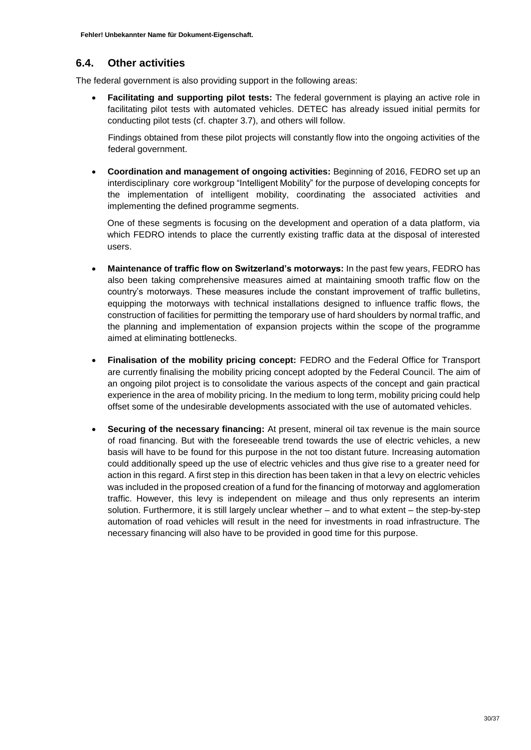## 6.4. Other activities

The federal government is also providing support in the following areas:

- **Facilitating and supporting pilot tests:** The federal government is playing an active role in facilitating pilot tests with automated vehicles. DETEC has already issued initial permits for conducting pilot tests (cf. chapter 3.7), and others will follow.

  Findings obtained from these pilot projects will constantly flow into the ongoing activities of the federal government.

- **Coordination and management of ongoing activities:** Beginning of 2016, FEDRO set up an interdisciplinary core workgroup "Intelligent Mobility" for the purpose of developing concepts for the implementation of intelligent mobility, coordinating the associated activities and implementing the defined programme segments.

  One of these segments is focusing on the development and operation of a data platform, via which FEDRO intends to place the currently existing traffic data at the disposal of interested users.

- **Maintenance of traffic flow on Switzerland's motorways:** In the past few years, FEDRO has also been taking comprehensive measures aimed at maintaining smooth traffic flow on the country's motorways. These measures include the constant improvement of traffic bulletins, equipping the motorways with technical installations designed to influence traffic flows, the construction of facilities for permitting the temporary use of hard shoulders by normal traffic, and the planning and implementation of expansion projects within the scope of the programme aimed at eliminating bottlenecks.

- **Finalisation of the mobility pricing concept:** FEDRO and the Federal Office for Transport are currently finalising the mobility pricing concept adopted by the Federal Council. The aim of an ongoing pilot project is to consolidate the various aspects of the concept and gain practical experience in the area of mobility pricing. In the medium to long term, mobility pricing could help offset some of the undesirable developments associated with the use of automated vehicles.

- **Securing of the necessary financing:** At present, mineral oil tax revenue is the main source of road financing. But with the foreseeable trend towards the use of electric vehicles, a new basis will have to be found for this purpose in the not too distant future. Increasing automation could additionally speed up the use of electric vehicles and thus give rise to a greater need for action in this regard. A first step in this direction has been taken in that a levy on electric vehicles was included in the proposed creation of a fund for the financing of motorway and agglomeration traffic. However, this levy is independent on mileage and thus only represents an interim solution. Furthermore, it is still largely unclear whether – and to what extent – the step-by-step automation of road vehicles will result in the need for investments in road infrastructure. The necessary financing will also have to be provided in good time for this purpose.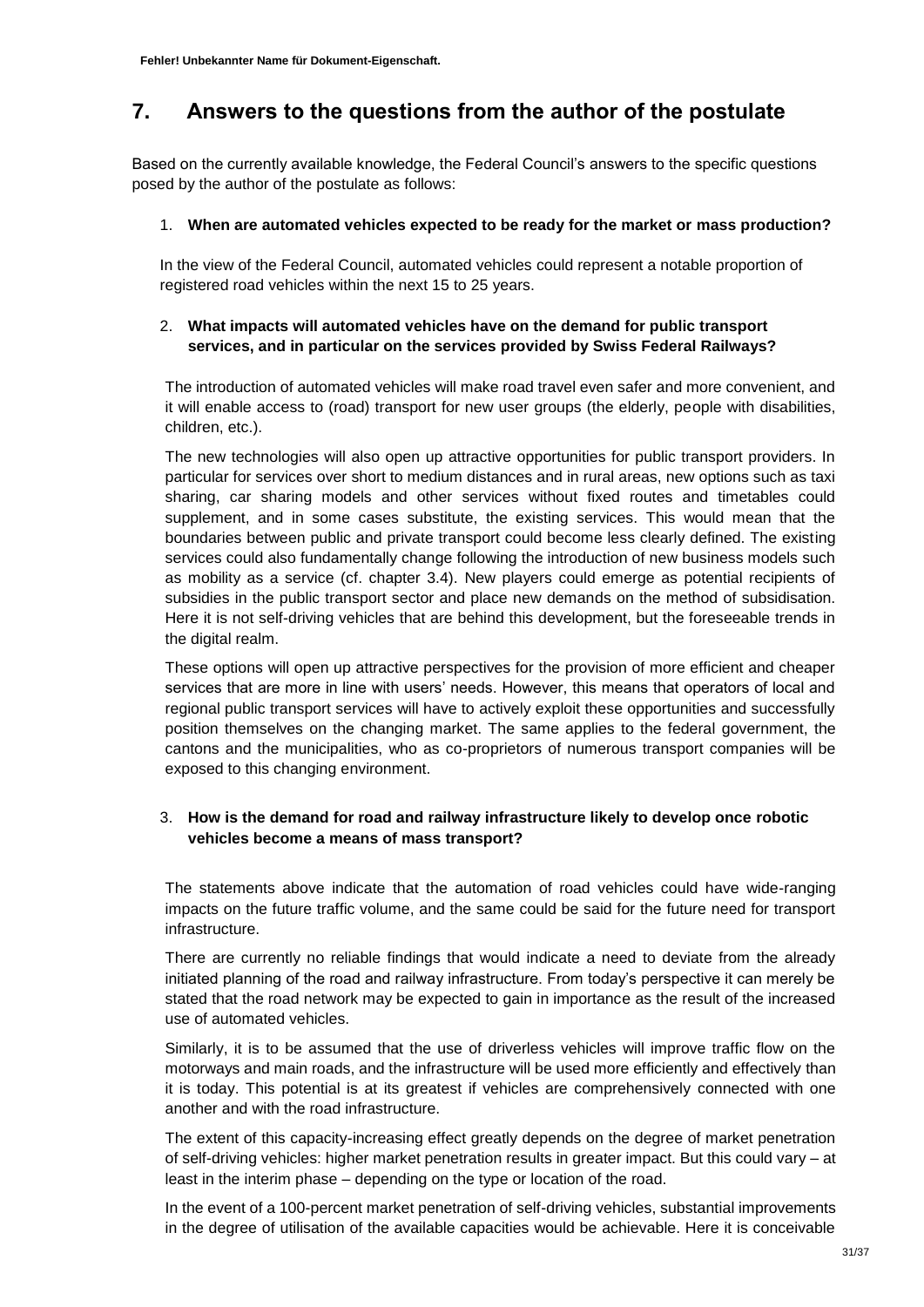## 7. Answers to the questions from the author of the postulate

Based on the currently available knowledge, the Federal Council's answers to the specific questions posed by the author of the postulate as follows:

1. **When are automated vehicles expected to be ready for the market or mass production?**

In the view of the Federal Council, automated vehicles could represent a notable proportion of registered road vehicles within the next 15 to 25 years.

2. **What impacts will automated vehicles have on the demand for public transport services, and in particular on the services provided by Swiss Federal Railways?**

The introduction of automated vehicles will make road travel even safer and more convenient, and it will enable access to (road) transport for new user groups (the elderly, people with disabilities, children, etc.).

The new technologies will also open up attractive opportunities for public transport providers. In particular for services over short to medium distances and in rural areas, new options such as taxi sharing, car sharing models and other services without fixed routes and timetables could supplement, and in some cases substitute, the existing services. This would mean that the boundaries between public and private transport could become less clearly defined. The existing services could also fundamentally change following the introduction of new business models such as mobility as a service (cf. chapter 3.4). New players could emerge as potential recipients of subsidies in the public transport sector and place new demands on the method of subsidisation. Here it is not self-driving vehicles that are behind this development, but the foreseeable trends in the digital realm.

These options will open up attractive perspectives for the provision of more efficient and cheaper services that are more in line with users' needs. However, this means that operators of local and regional public transport services will have to actively exploit these opportunities and successfully position themselves on the changing market. The same applies to the federal government, the cantons and the municipalities, who as co-proprietors of numerous transport companies will be exposed to this changing environment.

3. **How is the demand for road and railway infrastructure likely to develop once robotic vehicles become a means of mass transport?**

The statements above indicate that the automation of road vehicles could have wide-ranging impacts on the future traffic volume, and the same could be said for the future need for transport infrastructure.

There are currently no reliable findings that would indicate a need to deviate from the already initiated planning of the road and railway infrastructure. From today's perspective it can merely be stated that the road network may be expected to gain in importance as the result of the increased use of automated vehicles.

Similarly, it is to be assumed that the use of driverless vehicles will improve traffic flow on the motorways and main roads, and the infrastructure will be used more efficiently and effectively than it is today. This potential is at its greatest if vehicles are comprehensively connected with one another and with the road infrastructure.

The extent of this capacity-increasing effect greatly depends on the degree of market penetration of self-driving vehicles: higher market penetration results in greater impact. But this could vary – at least in the interim phase – depending on the type or location of the road.

In the event of a 100-percent market penetration of self-driving vehicles, substantial improvements in the degree of utilisation of the available capacities would be achievable. Here it is conceivable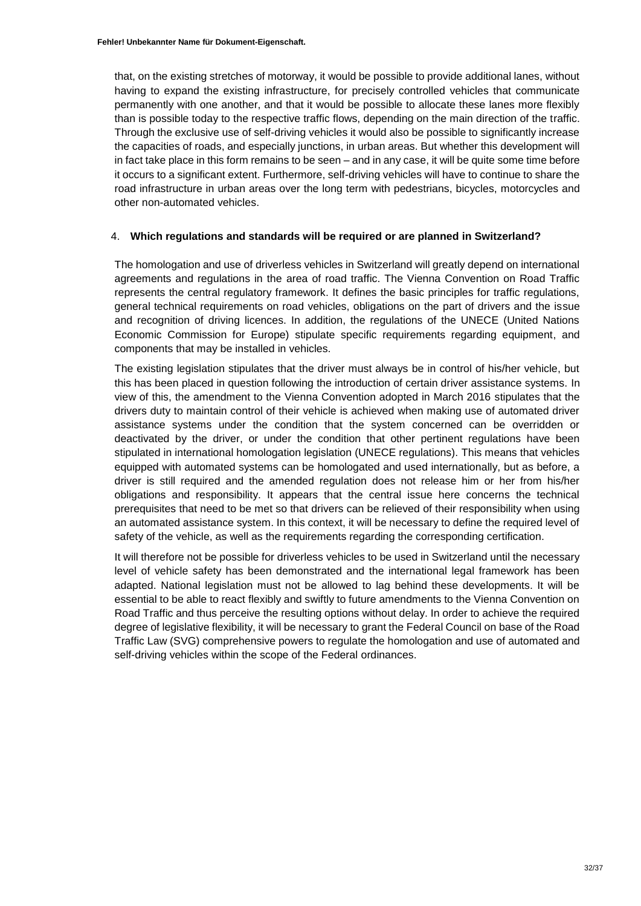that, on the existing stretches of motorway, it would be possible to provide additional lanes, without having to expand the existing infrastructure, for precisely controlled vehicles that communicate permanently with one another, and that it would be possible to allocate these lanes more flexibly than is possible today to the respective traffic flows, depending on the main direction of the traffic. Through the exclusive use of self-driving vehicles it would also be possible to significantly increase the capacities of roads, and especially junctions, in urban areas. But whether this development will in fact take place in this form remains to be seen – and in any case, it will be quite some time before it occurs to a significant extent. Furthermore, self-driving vehicles will have to continue to share the road infrastructure in urban areas over the long term with pedestrians, bicycles, motorcycles and other non-automated vehicles.

#### 4. **Which regulations and standards will be required or are planned in Switzerland?**

The homologation and use of driverless vehicles in Switzerland will greatly depend on international agreements and regulations in the area of road traffic. The Vienna Convention on Road Traffic represents the central regulatory framework. It defines the basic principles for traffic regulations, general technical requirements on road vehicles, obligations on the part of drivers and the issue and recognition of driving licences. In addition, the regulations of the UNECE (United Nations Economic Commission for Europe) stipulate specific requirements regarding equipment, and components that may be installed in vehicles.

The existing legislation stipulates that the driver must always be in control of his/her vehicle, but this has been placed in question following the introduction of certain driver assistance systems. In view of this, the amendment to the Vienna Convention adopted in March 2016 stipulates that the drivers duty to maintain control of their vehicle is achieved when making use of automated driver assistance systems under the condition that the system concerned can be overridden or deactivated by the driver, or under the condition that other pertinent regulations have been stipulated in international homologation legislation (UNECE regulations). This means that vehicles equipped with automated systems can be homologated and used internationally, but as before, a driver is still required and the amended regulation does not release him or her from his/her obligations and responsibility. It appears that the central issue here concerns the technical prerequisites that need to be met so that drivers can be relieved of their responsibility when using an automated assistance system. In this context, it will be necessary to define the required level of safety of the vehicle, as well as the requirements regarding the corresponding certification.

It will therefore not be possible for driverless vehicles to be used in Switzerland until the necessary level of vehicle safety has been demonstrated and the international legal framework has been adapted. National legislation must not be allowed to lag behind these developments. It will be essential to be able to react flexibly and swiftly to future amendments to the Vienna Convention on Road Traffic and thus perceive the resulting options without delay. In order to achieve the required degree of legislative flexibility, it will be necessary to grant the Federal Council on base of the Road Traffic Law (SVG) comprehensive powers to regulate the homologation and use of automated and self-driving vehicles within the scope of the Federal ordinances.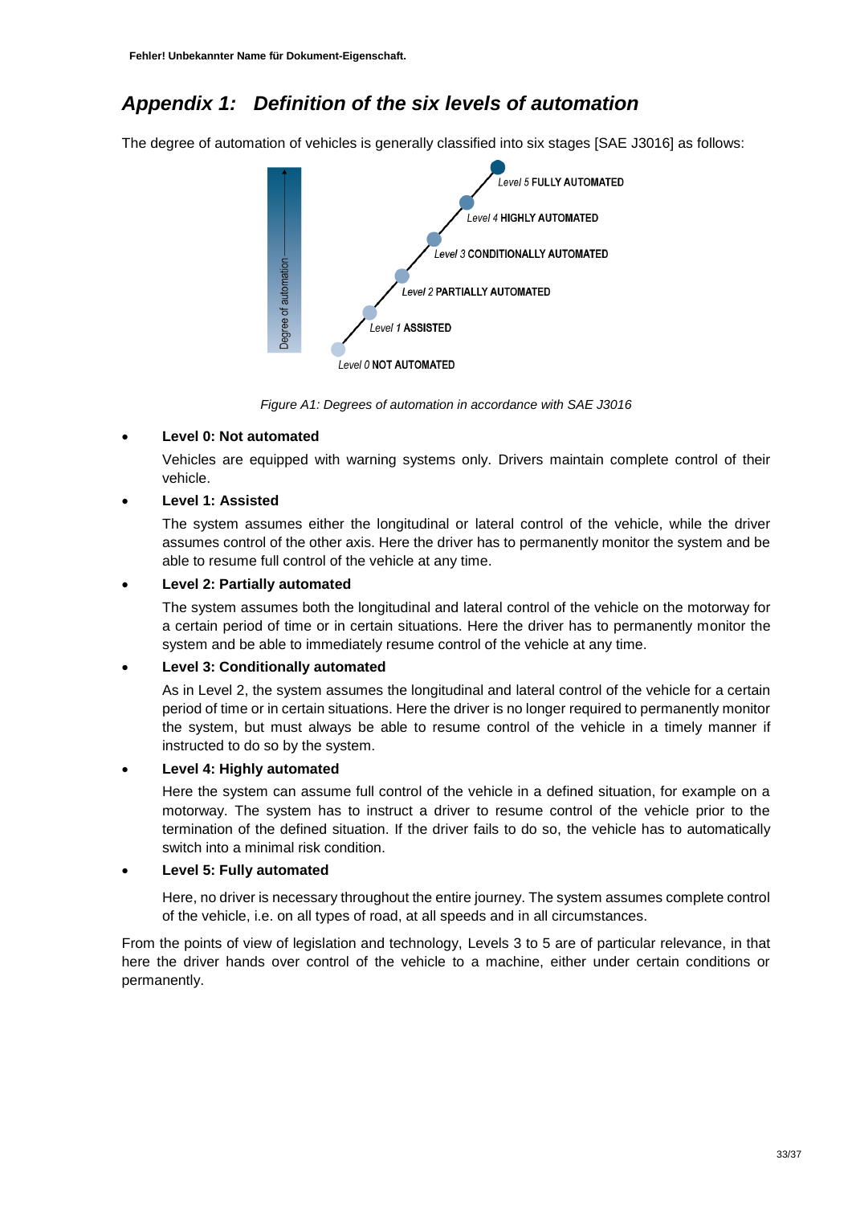# Appendix 1: Definition of the six levels of automation

The degree of automation of vehicles is generally classified into six stages [SAE J3016] as follows:

*Figure A1: Degrees of automation in accordance with SAE J3016*

- **Level 0: Not automated**

  Vehicles are equipped with warning systems only. Drivers maintain complete control of their vehicle.

- **Level 1: Assisted**

  The system assumes either the longitudinal or lateral control of the vehicle, while the driver assumes control of the other axis. Here the driver has to permanently monitor the system and be able to resume full control of the vehicle at any time.

- **Level 2: Partially automated**

  The system assumes both the longitudinal and lateral control of the vehicle on the motorway for a certain period of time or in certain situations. Here the driver has to permanently monitor the system and be able to immediately resume control of the vehicle at any time.

- **Level 3: Conditionally automated**

  As in Level 2, the system assumes the longitudinal and lateral control of the vehicle for a certain period of time or in certain situations. Here the driver is no longer required to permanently monitor the system, but must always be able to resume control of the vehicle in a timely manner if instructed to do so by the system.

- **Level 4: Highly automated**

  Here the system can assume full control of the vehicle in a defined situation, for example on a motorway. The system has to instruct a driver to resume control of the vehicle prior to the termination of the defined situation. If the driver fails to do so, the vehicle has to automatically switch into a minimal risk condition.

- **Level 5: Fully automated**

  Here, no driver is necessary throughout the entire journey. The system assumes complete control of the vehicle, i.e. on all types of road, at all speeds and in all circumstances.

From the points of view of legislation and technology, Levels 3 to 5 are of particular relevance, in that here the driver hands over control of the vehicle to a machine, either under certain conditions or permanently.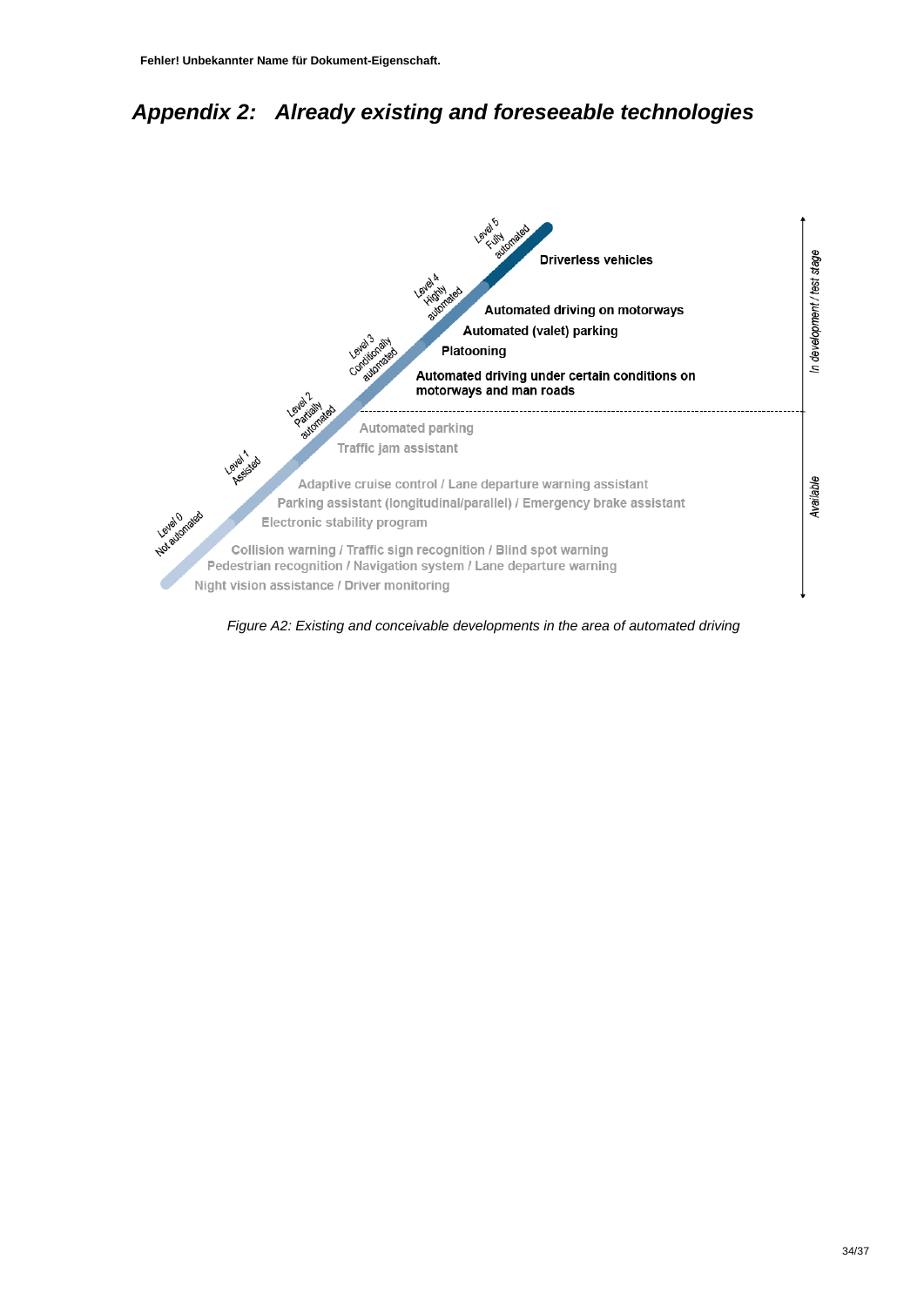## Appendix 2: Already existing and foreseeable technologies

Level 5 Fully automated

Level 4 Highly automated

Level 3 Conditionally automated

Level 2 Partially automated

Level 1 Assisted

Level 0 Not automated

*In development / test stage*

**Driverless vehicles**

**Automated driving on motorways**

**Automated (valet) parking**

**Platooning**

**Automated driving under certain conditions on motorways and man roads**

*Available*

Automated parking

Traffic jam assistant

Adaptive cruise control / Lane departure warning assistant

Parking assistant (longitudinal/parallel) / Emergency brake assistant

Electronic stability program

Collision warning / Traffic sign recognition / Blind spot warning

Pedestrian recognition / Navigation system / Lane departure warning

Night vision assistance / Driver monitoring

*Figure A2: Existing and conceivable developments in the area of automated driving*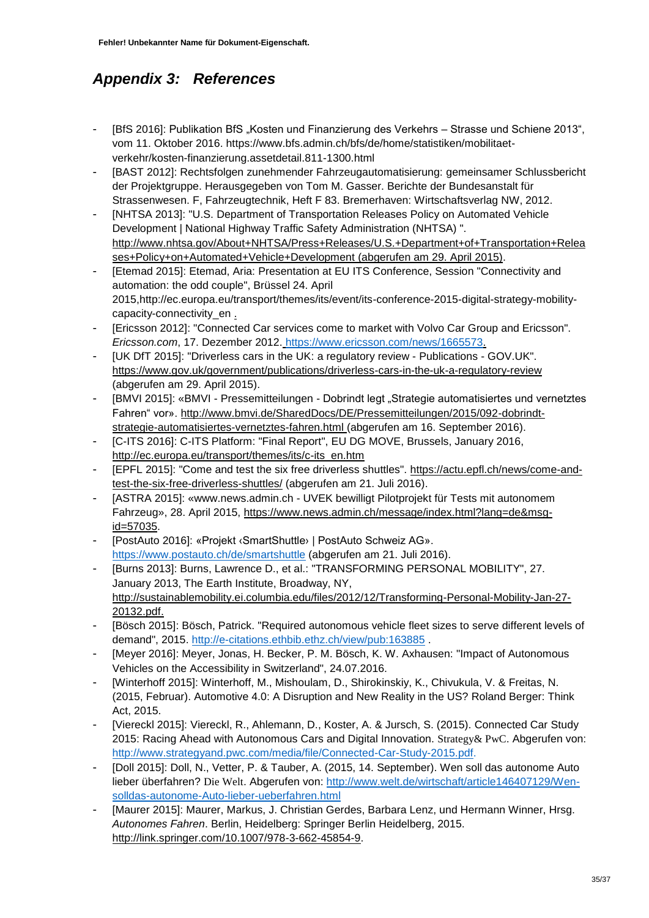## Appendix 3: References

- [BfS 2016]: Publikation BfS „Kosten und Finanzierung des Verkehrs – Strasse und Schiene 2013", vom 11. Oktober 2016. https://www.bfs.admin.ch/bfs/de/home/statistiken/mobilitaet-verkehr/kosten-finanzierung.assetdetail.811-1300.html
- [BAST 2012]: Rechtsfolgen zunehmender Fahrzeugautomatisierung: gemeinsamer Schlussbericht der Projektgruppe. Herausgegeben von Tom M. Gasser. Berichte der Bundesanstalt für Strassenwesen. F, Fahrzeugtechnik, Heft F 83. Bremerhaven: Wirtschaftsverlag NW, 2012.
- [NHTSA 2013]: "U.S. Department of Transportation Releases Policy on Automated Vehicle Development | National Highway Traffic Safety Administration (NHTSA) ". http://www.nhtsa.gov/About+NHTSA/Press+Releases/U.S.+Department+of+Transportation+Releases+Policy+on+Automated+Vehicle+Development (abgerufen am 29. April 2015).
- [Etemad 2015]: Etemad, Aria: Presentation at EU ITS Conference, Session "Connectivity and automation: the odd couple", Brüssel 24. April 2015,http://ec.europa.eu/transport/themes/its/event/its-conference-2015-digital-strategy-mobility-capacity-connectivity_en .
- [Ericsson 2012]: "Connected Car services come to market with Volvo Car Group and Ericsson". *Ericsson.com*, 17. Dezember 2012. https://www.ericsson.com/news/1665573.
- [UK DfT 2015]: "Driverless cars in the UK: a regulatory review - Publications - GOV.UK". https://www.gov.uk/government/publications/driverless-cars-in-the-uk-a-regulatory-review (abgerufen am 29. April 2015).
- [BMVI 2015]: «BMVI - Pressemitteilungen - Dobrindt legt „Strategie automatisiertes und vernetztes Fahren" vor». http://www.bmvi.de/SharedDocs/DE/Pressemitteilungen/2015/092-dobrindt-strategie-automatisiertes-vernetztes-fahren.html (abgerufen am 16. September 2016).
- [C-ITS 2016]: C-ITS Platform: "Final Report", EU DG MOVE, Brussels, January 2016, http://ec.europa.eu/transport/themes/its/c-its_en.htm
- [EPFL 2015]: "Come and test the six free driverless shuttles". https://actu.epfl.ch/news/come-and-test-the-six-free-driverless-shuttles/ (abgerufen am 21. Juli 2016).
- [ASTRA 2015]: «www.news.admin.ch - UVEK bewilligt Pilotprojekt für Tests mit autonomem Fahrzeug», 28. April 2015, https://www.news.admin.ch/message/index.html?lang=de&msg-id=57035.
- [PostAuto 2016]: «Projekt ‹SmartShuttle› | PostAuto Schweiz AG». https://www.postauto.ch/de/smartshuttle (abgerufen am 21. Juli 2016).
- [Burns 2013]: Burns, Lawrence D., et al.: "TRANSFORMING PERSONAL MOBILITY", 27. January 2013, The Earth Institute, Broadway, NY, http://sustainablemobility.ei.columbia.edu/files/2012/12/Transforming-Personal-Mobility-Jan-27-20132.pdf.
- [Bösch 2015]: Bösch, Patrick. "Required autonomous vehicle fleet sizes to serve different levels of demand", 2015. http://e-citations.ethbib.ethz.ch/view/pub:163885 .
- [Meyer 2016]: Meyer, Jonas, H. Becker, P. M. Bösch, K. W. Axhausen: "Impact of Autonomous Vehicles on the Accessibility in Switzerland", 24.07.2016.
- [Winterhoff 2015]: Winterhoff, M., Mishoulam, D., Shirokinskiy, K., Chivukula, V. & Freitas, N. (2015, Februar). Automotive 4.0: A Disruption and New Reality in the US? Roland Berger: Think Act, 2015.
- [Viereckl 2015]: Viereckl, R., Ahlemann, D., Koster, A. & Jursch, S. (2015). Connected Car Study 2015: Racing Ahead with Autonomous Cars and Digital Innovation. Strategy& PwC. Abgerufen von: http://www.strategyand.pwc.com/media/file/Connected-Car-Study-2015.pdf.
- [Doll 2015]: Doll, N., Vetter, P. & Tauber, A. (2015, 14. September). Wen soll das autonome Auto lieber überfahren? Die Welt. Abgerufen von: http://www.welt.de/wirtschaft/article146407129/Wen-solldas-autonome-Auto-lieber-ueberfahren.html
- [Maurer 2015]: Maurer, Markus, J. Christian Gerdes, Barbara Lenz, und Hermann Winner, Hrsg. *Autonomes Fahren*. Berlin, Heidelberg: Springer Berlin Heidelberg, 2015. http://link.springer.com/10.1007/978-3-662-45854-9.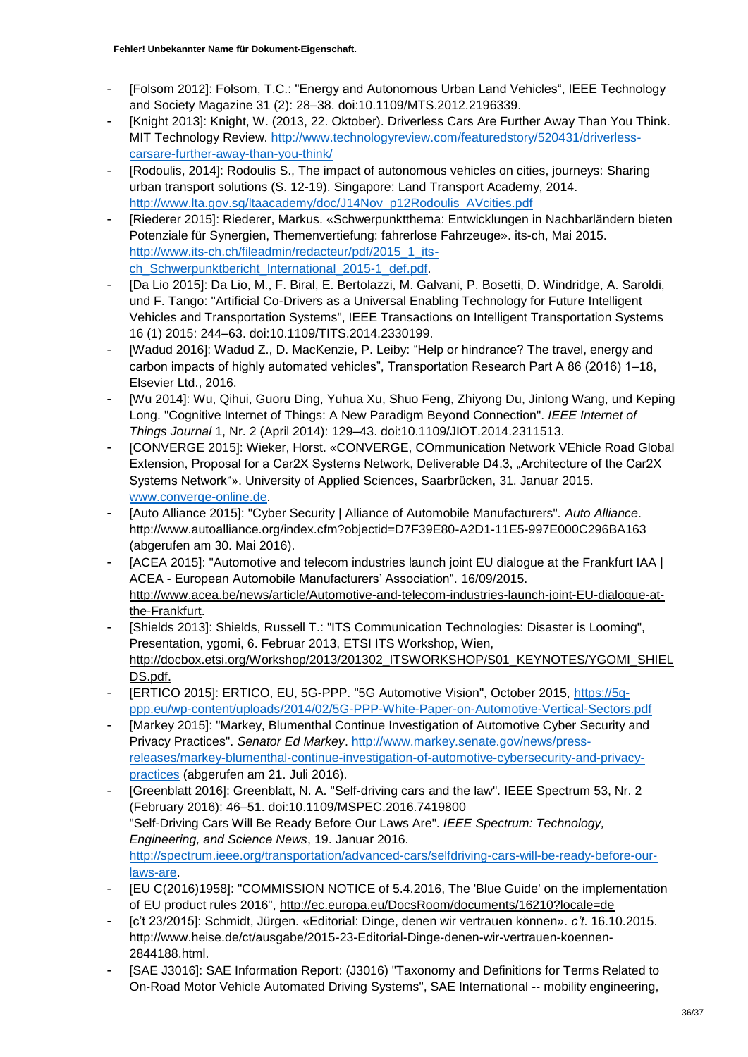- [Folsom 2012]: Folsom, T.C.: "Energy and Autonomous Urban Land Vehicles“, IEEE Technology and Society Magazine 31 (2): 28–38. doi:10.1109/MTS.2012.2196339.
- [Knight 2013]: Knight, W. (2013, 22. Oktober). Driverless Cars Are Further Away Than You Think. MIT Technology Review. http://www.technologyreview.com/featuredstory/520431/driverless-carsare-further-away-than-you-think/
- [Rodoulis, 2014]: Rodoulis S., The impact of autonomous vehicles on cities, journeys: Sharing urban transport solutions (S. 12-19). Singapore: Land Transport Academy, 2014. http://www.lta.gov.sg/ltaacademy/doc/J14Nov_p12Rodoulis_AVcities.pdf
- [Riederer 2015]: Riederer, Markus. «Schwerpunktthema: Entwicklungen in Nachbarländern bieten Potenziale für Synergien, Themenvertiefung: fahrerlose Fahrzeuge». its-ch, Mai 2015. http://www.its-ch.ch/fileadmin/redacteur/pdf/2015_1_its-ch_Schwerpunktbericht_International_2015-1_def.pdf.
- [Da Lio 2015]: Da Lio, M., F. Biral, E. Bertolazzi, M. Galvani, P. Bosetti, D. Windridge, A. Saroldi, und F. Tango: "Artificial Co-Drivers as a Universal Enabling Technology for Future Intelligent Vehicles and Transportation Systems", IEEE Transactions on Intelligent Transportation Systems 16 (1) 2015: 244–63. doi:10.1109/TITS.2014.2330199.
- [Wadud 2016]: Wadud Z., D. MacKenzie, P. Leiby: "Help or hindrance? The travel, energy and carbon impacts of highly automated vehicles", Transportation Research Part A 86 (2016) 1–18, Elsevier Ltd., 2016.
- [Wu 2014]: Wu, Qihui, Guoru Ding, Yuhua Xu, Shuo Feng, Zhiyong Du, Jinlong Wang, und Keping Long. "Cognitive Internet of Things: A New Paradigm Beyond Connection". *IEEE Internet of Things Journal* 1, Nr. 2 (April 2014): 129–43. doi:10.1109/JIOT.2014.2311513.
- [CONVERGE 2015]: Wieker, Horst. «CONVERGE, COmmunication Network VEhicle Road Global Extension, Proposal for a Car2X Systems Network, Deliverable D4.3, „Architecture of the Car2X Systems Network“». University of Applied Sciences, Saarbrücken, 31. Januar 2015. www.converge-online.de.
- [Auto Alliance 2015]: "Cyber Security | Alliance of Automobile Manufacturers". *Auto Alliance*. http://www.autoalliance.org/index.cfm?objectid=D7F39E80-A2D1-11E5-997E000C296BA163 (abgerufen am 30. Mai 2016).
- [ACEA 2015]: "Automotive and telecom industries launch joint EU dialogue at the Frankfurt IAA | ACEA - European Automobile Manufacturers' Association". 16/09/2015. http://www.acea.be/news/article/Automotive-and-telecom-industries-launch-joint-EU-dialogue-at-the-Frankfurt.
- [Shields 2013]: Shields, Russell T.: "ITS Communication Technologies: Disaster is Looming", Presentation, ygomi, 6. Februar 2013, ETSI ITS Workshop, Wien, http://docbox.etsi.org/Workshop/2013/201302_ITSWORKSHOP/S01_KEYNOTES/YGOMI_SHIELDS.pdf.
- [ERTICO 2015]: ERTICO, EU, 5G-PPP. "5G Automotive Vision", October 2015, https://5g-ppp.eu/wp-content/uploads/2014/02/5G-PPP-White-Paper-on-Automotive-Vertical-Sectors.pdf
- [Markey 2015]: "Markey, Blumenthal Continue Investigation of Automotive Cyber Security and Privacy Practices". *Senator Ed Markey*. http://www.markey.senate.gov/news/press-releases/markey-blumenthal-continue-investigation-of-automotive-cybersecurity-and-privacy-practices (abgerufen am 21. Juli 2016).
- [Greenblatt 2016]: Greenblatt, N. A. "Self-driving cars and the law". IEEE Spectrum 53, Nr. 2 (February 2016): 46–51. doi:10.1109/MSPEC.2016.7419800
  "Self-Driving Cars Will Be Ready Before Our Laws Are". *IEEE Spectrum: Technology, Engineering, and Science News*, 19. Januar 2016. http://spectrum.ieee.org/transportation/advanced-cars/selfdriving-cars-will-be-ready-before-our-laws-are.
- [EU C(2016)1958]: "COMMISSION NOTICE of 5.4.2016, The 'Blue Guide' on the implementation of EU product rules 2016", http://ec.europa.eu/DocsRoom/documents/16210?locale=de
- [c't 23/2015]: Schmidt, Jürgen. «Editorial: Dinge, denen wir vertrauen können». *c't*. 16.10.2015. http://www.heise.de/ct/ausgabe/2015-23-Editorial-Dinge-denen-wir-vertrauen-koennen-2844188.html.
- [SAE J3016]: SAE Information Report: (J3016) "Taxonomy and Definitions for Terms Related to On-Road Motor Vehicle Automated Driving Systems", SAE International -- mobility engineering,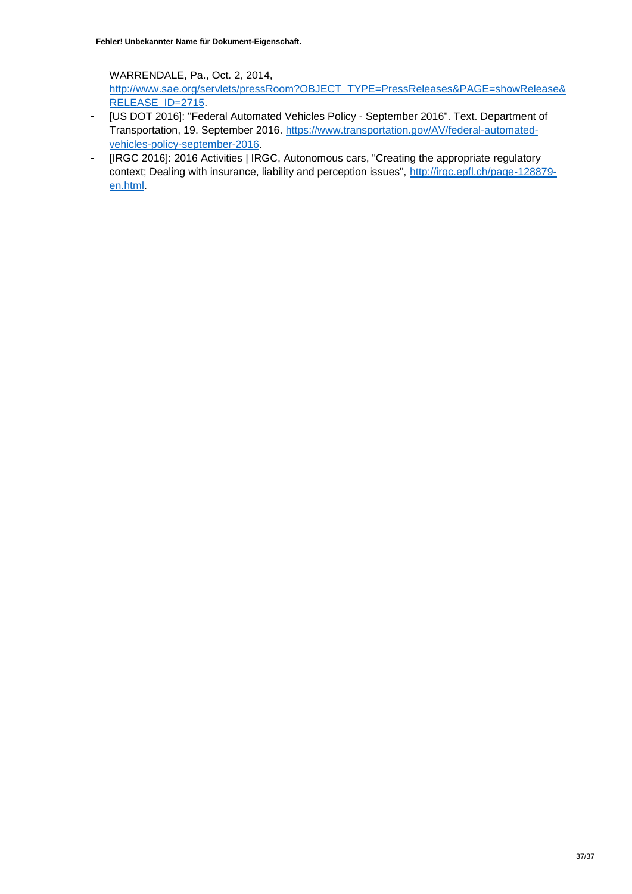WARRENDALE, Pa., Oct. 2, 2014, http://www.sae.org/servlets/pressRoom?OBJECT_TYPE=PressReleases&PAGE=showRelease&RELEASE_ID=2715.

- [US DOT 2016]: "Federal Automated Vehicles Policy - September 2016". Text. Department of Transportation, 19. September 2016. https://www.transportation.gov/AV/federal-automated-vehicles-policy-september-2016.
- [IRGC 2016]: 2016 Activities | IRGC, Autonomous cars, "Creating the appropriate regulatory context; Dealing with insurance, liability and perception issues", http://irgc.epfl.ch/page-128879-en.html.